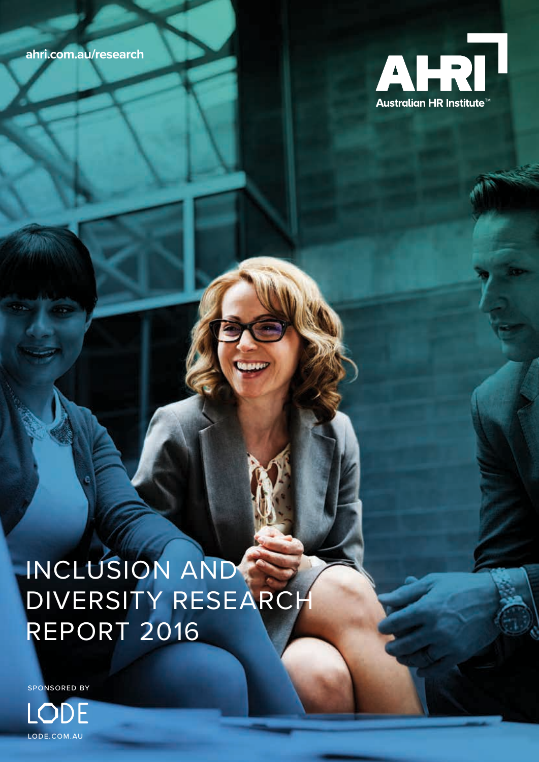ahri.com.au/research

AHRI
Australian HR Institute™

# INCLUSION AND DIVERSITY RESEARCH REPORT 2016

SPONSORED BY

LODE

LODE.COM.AU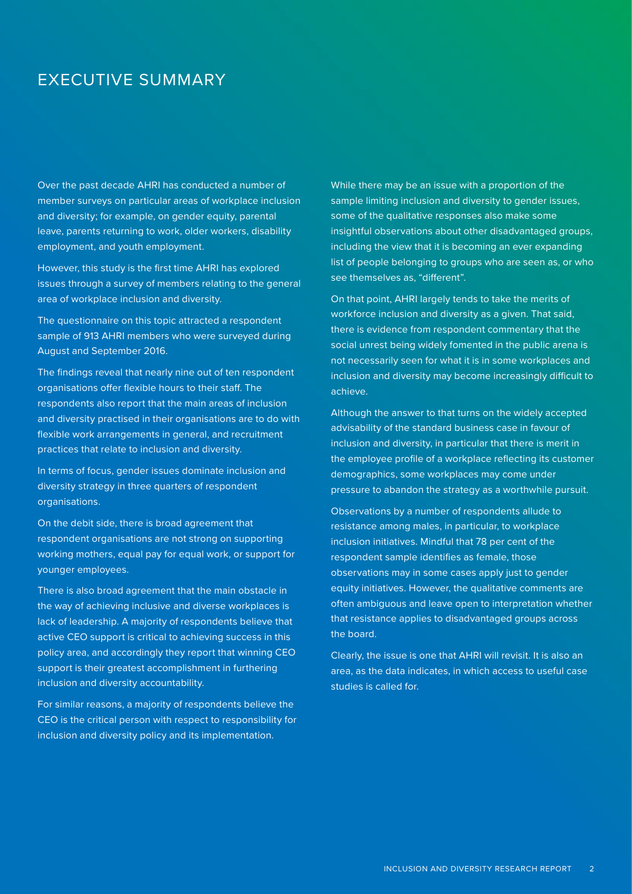# EXECUTIVE SUMMARY

Over the past decade AHRI has conducted a number of member surveys on particular areas of workplace inclusion and diversity; for example, on gender equity, parental leave, parents returning to work, older workers, disability employment, and youth employment.

However, this study is the first time AHRI has explored issues through a survey of members relating to the general area of workplace inclusion and diversity.

The questionnaire on this topic attracted a respondent sample of 913 AHRI members who were surveyed during August and September 2016.

The findings reveal that nearly nine out of ten respondent organisations offer flexible hours to their staff. The respondents also report that the main areas of inclusion and diversity practised in their organisations are to do with flexible work arrangements in general, and recruitment practices that relate to inclusion and diversity.

In terms of focus, gender issues dominate inclusion and diversity strategy in three quarters of respondent organisations.

On the debit side, there is broad agreement that respondent organisations are not strong on supporting working mothers, equal pay for equal work, or support for younger employees.

There is also broad agreement that the main obstacle in the way of achieving inclusive and diverse workplaces is lack of leadership. A majority of respondents believe that active CEO support is critical to achieving success in this policy area, and accordingly they report that winning CEO support is their greatest accomplishment in furthering inclusion and diversity accountability.

For similar reasons, a majority of respondents believe the CEO is the critical person with respect to responsibility for inclusion and diversity policy and its implementation.

While there may be an issue with a proportion of the sample limiting inclusion and diversity to gender issues, some of the qualitative responses also make some insightful observations about other disadvantaged groups, including the view that it is becoming an ever expanding list of people belonging to groups who are seen as, or who see themselves as, "different".

On that point, AHRI largely tends to take the merits of workforce inclusion and diversity as a given. That said, there is evidence from respondent commentary that the social unrest being widely fomented in the public arena is not necessarily seen for what it is in some workplaces and inclusion and diversity may become increasingly difficult to achieve.

Although the answer to that turns on the widely accepted advisability of the standard business case in favour of inclusion and diversity, in particular that there is merit in the employee profile of a workplace reflecting its customer demographics, some workplaces may come under pressure to abandon the strategy as a worthwhile pursuit.

Observations by a number of respondents allude to resistance among males, in particular, to workplace inclusion initiatives. Mindful that 78 per cent of the respondent sample identifies as female, those observations may in some cases apply just to gender equity initiatives. However, the qualitative comments are often ambiguous and leave open to interpretation whether that resistance applies to disadvantaged groups across the board.

Clearly, the issue is one that AHRI will revisit. It is also an area, as the data indicates, in which access to useful case studies is called for.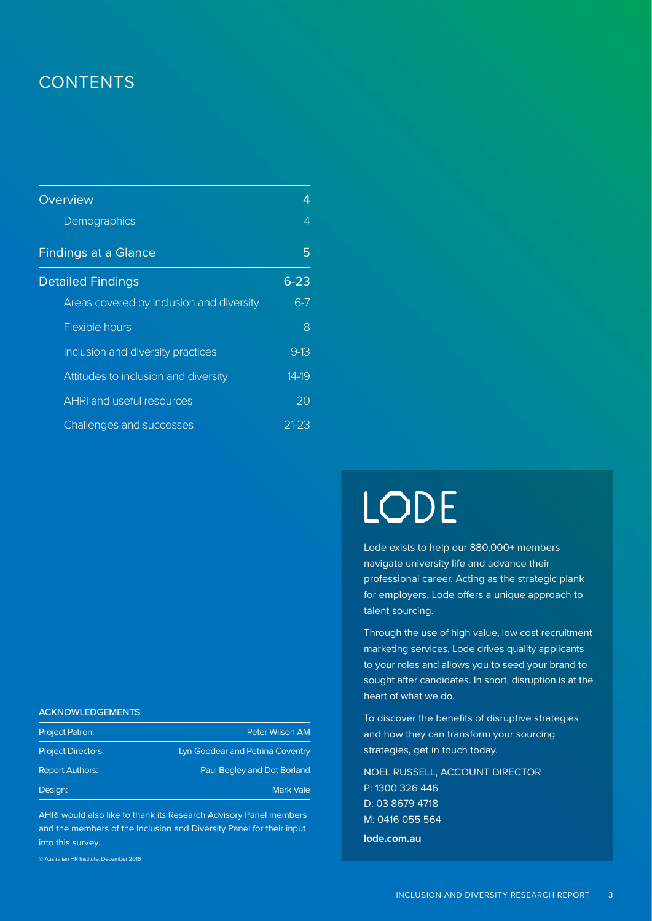# CONTENTS

| | |
|---|---|
| Overview | 4 |
| Demographics | 4 |
| Findings at a Glance | 5 |
| Detailed Findings | 6-23 |
| Areas covered by inclusion and diversity | 6-7 |
| Flexible hours | 8 |
| Inclusion and diversity practices | 9-13 |
| Attitudes to inclusion and diversity | 14-19 |
| AHRI and useful resources | 20 |
| Challenges and successes | 21-23 |

## ACKNOWLEDGEMENTS

| | |
|---|---|
| Project Patron: | Peter Wilson AM |
| Project Directors: | Lyn Goodear and Petrina Coventry |
| Report Authors: | Paul Begley and Dot Borland |
| Design: | Mark Vale |

AHRI would also like to thank its Research Advisory Panel members and the members of the Inclusion and Diversity Panel for their input into this survey.

© Australian HR Institute, December 2016

# LODE

Lode exists to help our 880,000+ members navigate university life and advance their professional career. Acting as the strategic plank for employers, Lode offers a unique approach to talent sourcing.

Through the use of high value, low cost recruitment marketing services, Lode drives quality applicants to your roles and allows you to seed your brand to sought after candidates. In short, disruption is at the heart of what we do.

To discover the benefits of disruptive strategies and how they can transform your sourcing strategies, get in touch today.

NOEL RUSSELL, ACCOUNT DIRECTOR
P: 1300 326 446
D: 03 8679 4718
M: 0416 055 564

**lode.com.au**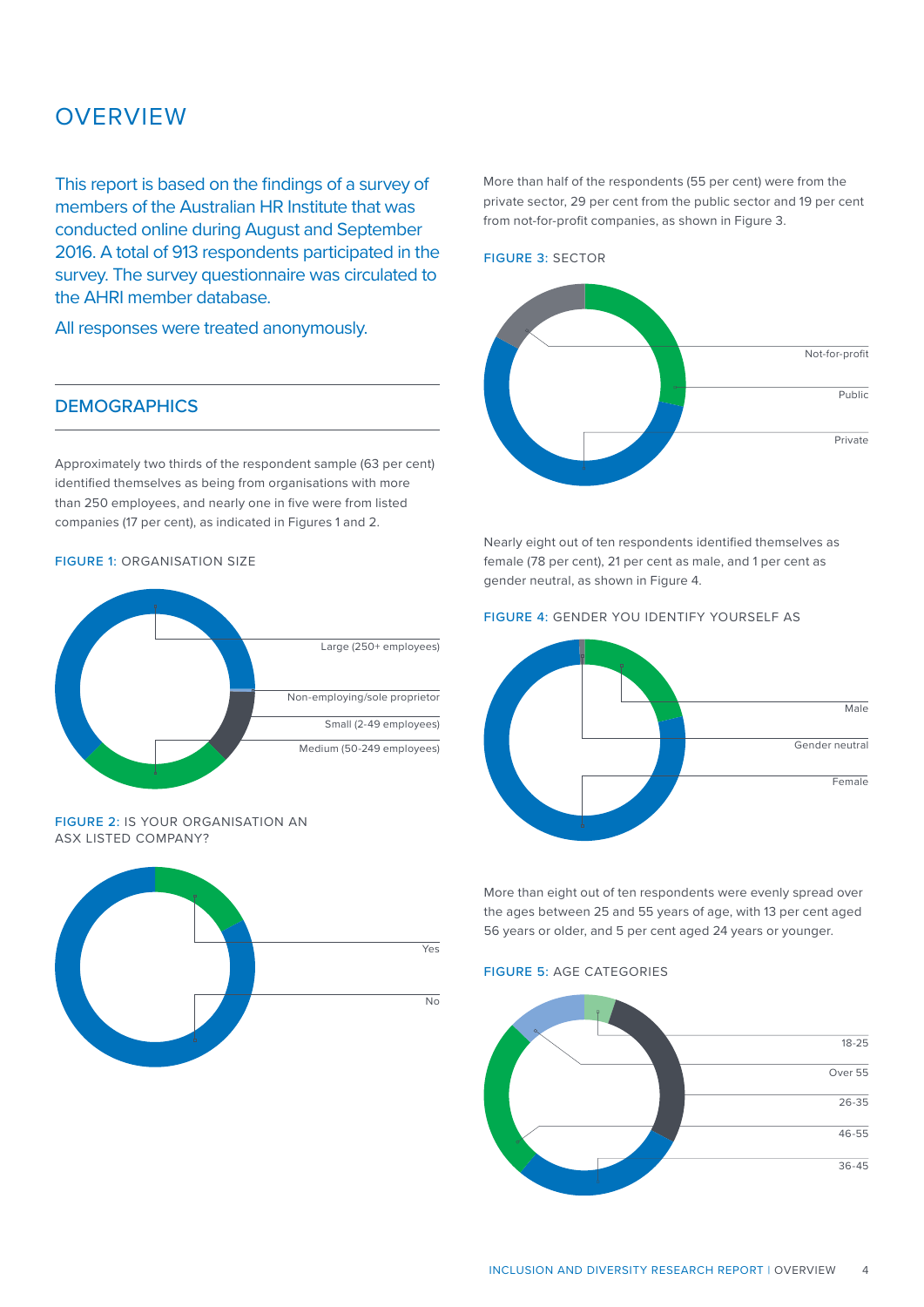# OVERVIEW

This report is based on the findings of a survey of members of the Australian HR Institute that was conducted online during August and September 2016. A total of 913 respondents participated in the survey. The survey questionnaire was circulated to the AHRI member database.

All responses were treated anonymously.

## DEMOGRAPHICS

Approximately two thirds of the respondent sample (63 per cent) identified themselves as being from organisations with more than 250 employees, and nearly one in five were from listed companies (17 per cent), as indicated in Figures 1 and 2.

**FIGURE 1:** ORGANISATION SIZE

Large (250+ employees)
Non-employing/sole proprietor
Small (2-49 employees)
Medium (50-249 employees)

**FIGURE 2:** IS YOUR ORGANISATION AN ASX LISTED COMPANY?

Yes
No

More than half of the respondents (55 per cent) were from the private sector, 29 per cent from the public sector and 19 per cent from not-for-profit companies, as shown in Figure 3.

**FIGURE 3:** SECTOR

Not-for-profit
Public
Private

Nearly eight out of ten respondents identified themselves as female (78 per cent), 21 per cent as male, and 1 per cent as gender neutral, as shown in Figure 4.

**FIGURE 4:** GENDER YOU IDENTIFY YOURSELF AS

Male
Gender neutral
Female

More than eight out of ten respondents were evenly spread over the ages between 25 and 55 years of age, with 13 per cent aged 56 years or older, and 5 per cent aged 24 years or younger.

**FIGURE 5:** AGE CATEGORIES

18-25
Over 55
26-35
46-55
36-45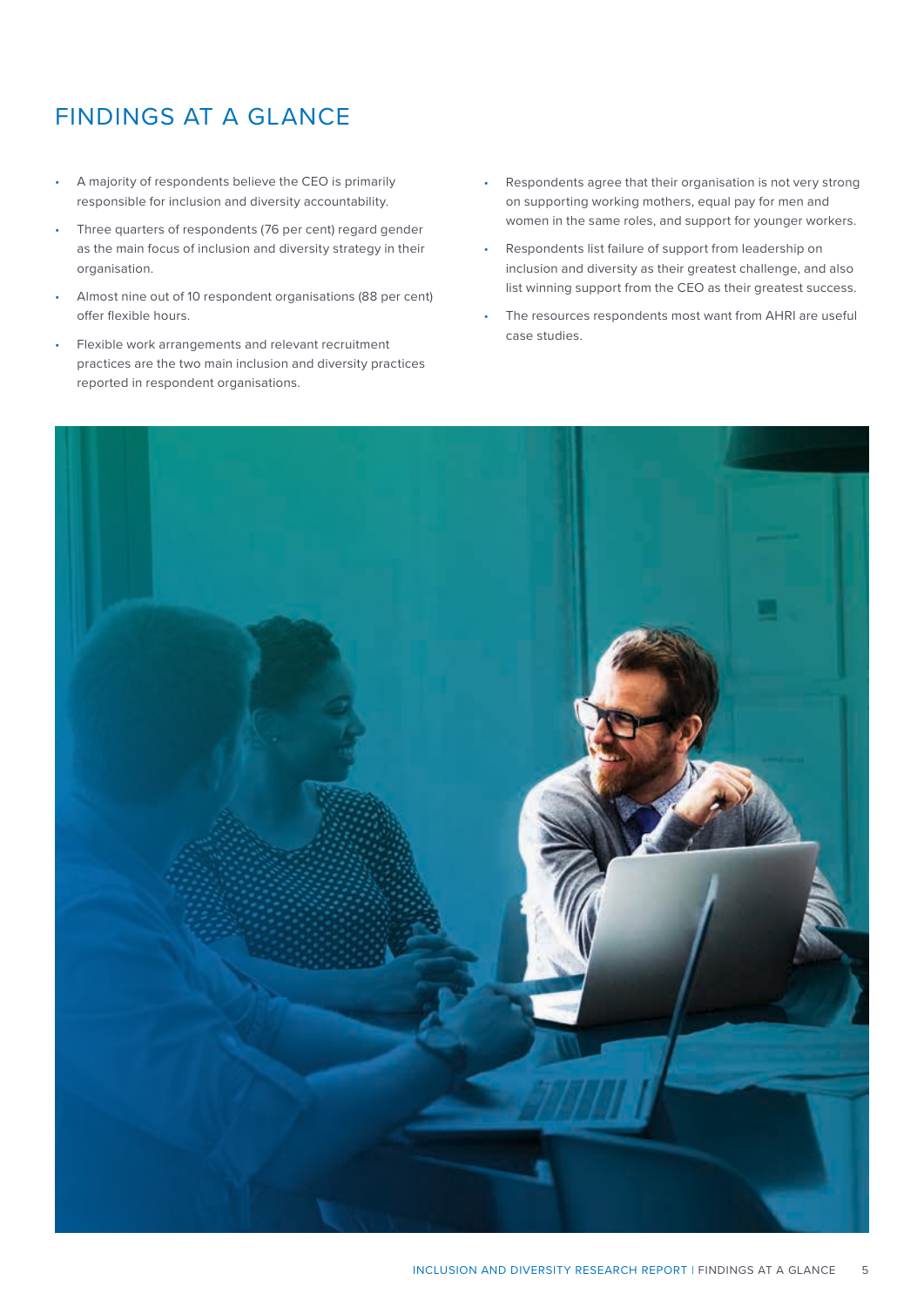# FINDINGS AT A GLANCE

- A majority of respondents believe the CEO is primarily responsible for inclusion and diversity accountability.
- Three quarters of respondents (76 per cent) regard gender as the main focus of inclusion and diversity strategy in their organisation.
- Almost nine out of 10 respondent organisations (88 per cent) offer flexible hours.
- Flexible work arrangements and relevant recruitment practices are the two main inclusion and diversity practices reported in respondent organisations.
- Respondents agree that their organisation is not very strong on supporting working mothers, equal pay for men and women in the same roles, and support for younger workers.
- Respondents list failure of support from leadership on inclusion and diversity as their greatest challenge, and also list winning support from the CEO as their greatest success.
- The resources respondents most want from AHRI are useful case studies.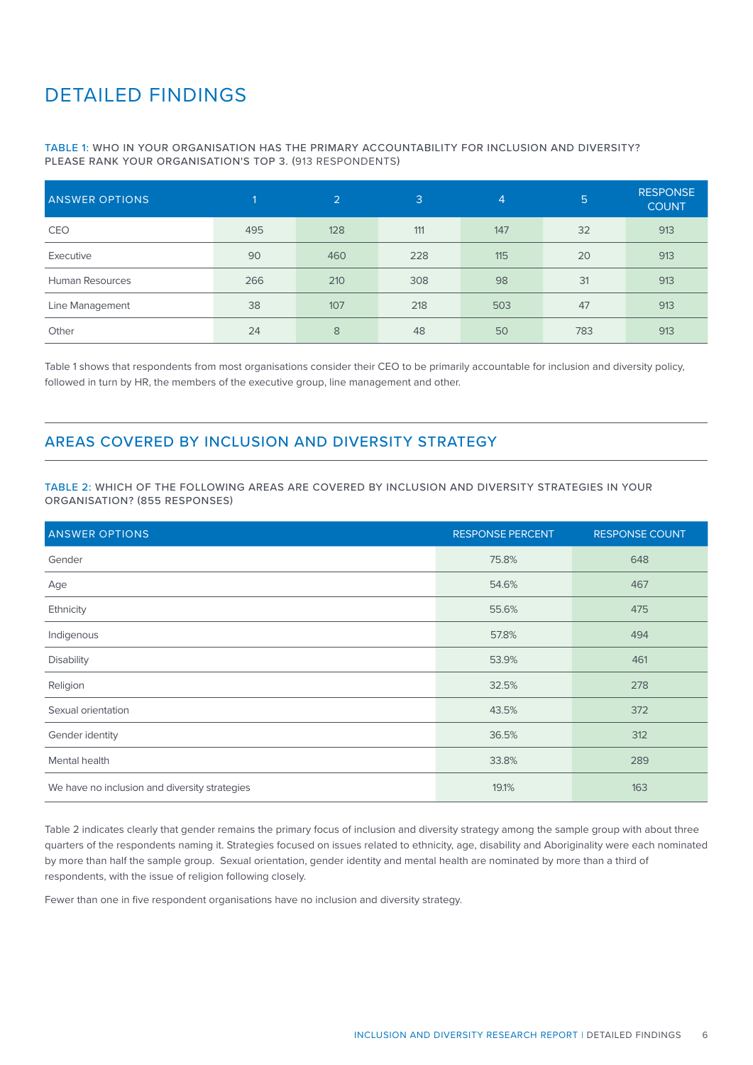# DETAILED FINDINGS

TABLE 1: WHO IN YOUR ORGANISATION HAS THE PRIMARY ACCOUNTABILITY FOR INCLUSION AND DIVERSITY? PLEASE RANK YOUR ORGANISATION'S TOP 3. (913 RESPONDENTS)

| ANSWER OPTIONS | 1 | 2 | 3 | 4 | 5 | RESPONSE COUNT |
|---|---|---|---|---|---|---|
| CEO | 495 | 128 | 111 | 147 | 32 | 913 |
| Executive | 90 | 460 | 228 | 115 | 20 | 913 |
| Human Resources | 266 | 210 | 308 | 98 | 31 | 913 |
| Line Management | 38 | 107 | 218 | 503 | 47 | 913 |
| Other | 24 | 8 | 48 | 50 | 783 | 913 |

Table 1 shows that respondents from most organisations consider their CEO to be primarily accountable for inclusion and diversity policy, followed in turn by HR, the members of the executive group, line management and other.

## AREAS COVERED BY INCLUSION AND DIVERSITY STRATEGY

TABLE 2: WHICH OF THE FOLLOWING AREAS ARE COVERED BY INCLUSION AND DIVERSITY STRATEGIES IN YOUR ORGANISATION? (855 RESPONSES)

| ANSWER OPTIONS | RESPONSE PERCENT | RESPONSE COUNT |
|---|---|---|
| Gender | 75.8% | 648 |
| Age | 54.6% | 467 |
| Ethnicity | 55.6% | 475 |
| Indigenous | 57.8% | 494 |
| Disability | 53.9% | 461 |
| Religion | 32.5% | 278 |
| Sexual orientation | 43.5% | 372 |
| Gender identity | 36.5% | 312 |
| Mental health | 33.8% | 289 |
| We have no inclusion and diversity strategies | 19.1% | 163 |

Table 2 indicates clearly that gender remains the primary focus of inclusion and diversity strategy among the sample group with about three quarters of the respondents naming it. Strategies focused on issues related to ethnicity, age, disability and Aboriginality were each nominated by more than half the sample group. Sexual orientation, gender identity and mental health are nominated by more than a third of respondents, with the issue of religion following closely.

Fewer than one in five respondent organisations have no inclusion and diversity strategy.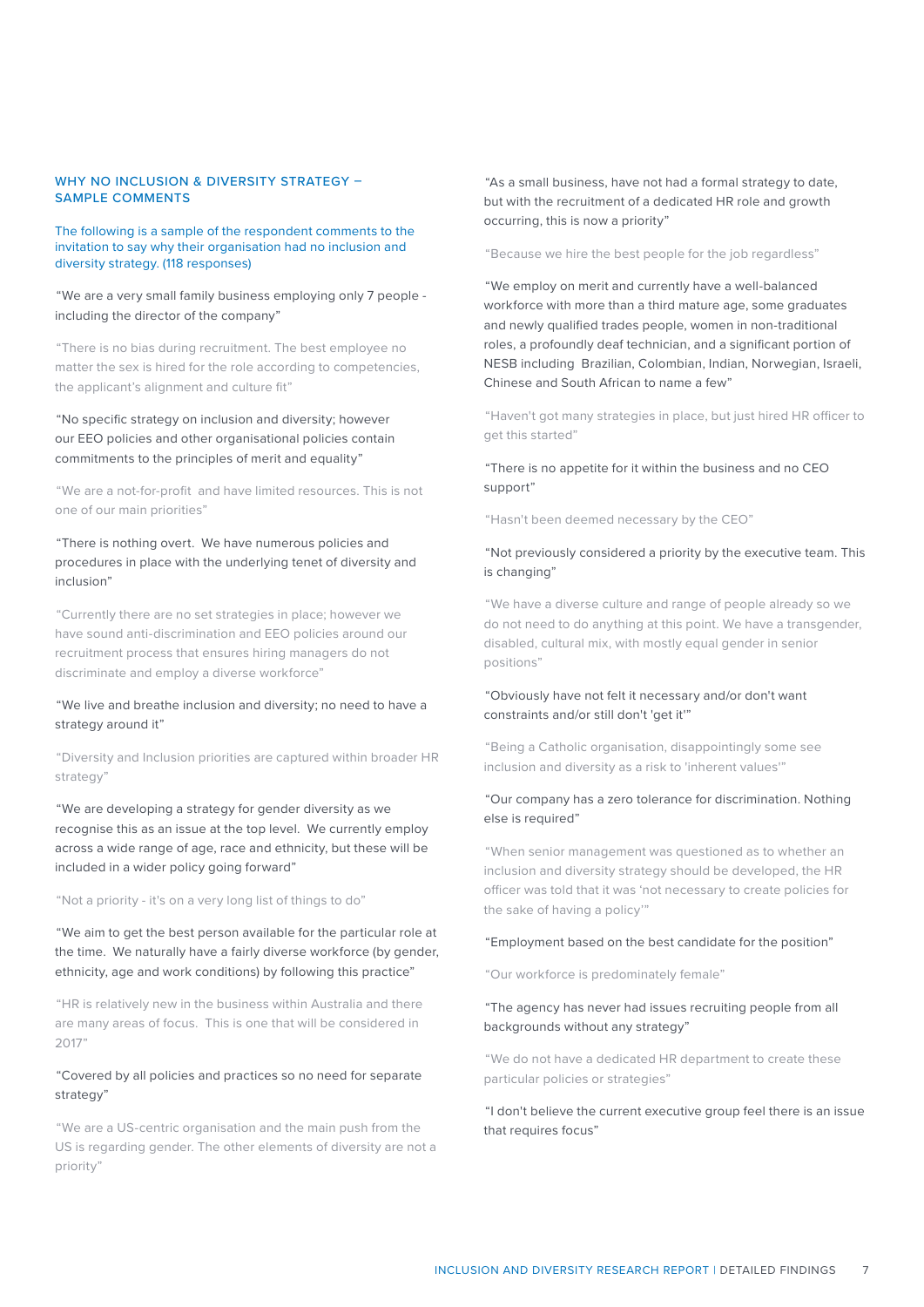## WHY NO INCLUSION & DIVERSITY STRATEGY – SAMPLE COMMENTS

The following is a sample of the respondent comments to the invitation to say why their organisation had no inclusion and diversity strategy. (118 responses)

"We are a very small family business employing only 7 people - including the director of the company"

"There is no bias during recruitment. The best employee no matter the sex is hired for the role according to competencies, the applicant's alignment and culture fit"

"No specific strategy on inclusion and diversity; however our EEO policies and other organisational policies contain commitments to the principles of merit and equality"

"We are a not-for-profit and have limited resources. This is not one of our main priorities"

"There is nothing overt. We have numerous policies and procedures in place with the underlying tenet of diversity and inclusion"

"Currently there are no set strategies in place; however we have sound anti-discrimination and EEO policies around our recruitment process that ensures hiring managers do not discriminate and employ a diverse workforce"

"We live and breathe inclusion and diversity; no need to have a strategy around it"

"Diversity and Inclusion priorities are captured within broader HR strategy"

"We are developing a strategy for gender diversity as we recognise this as an issue at the top level. We currently employ across a wide range of age, race and ethnicity, but these will be included in a wider policy going forward"

"Not a priority - it's on a very long list of things to do"

"We aim to get the best person available for the particular role at the time. We naturally have a fairly diverse workforce (by gender, ethnicity, age and work conditions) by following this practice"

"HR is relatively new in the business within Australia and there are many areas of focus. This is one that will be considered in 2017"

"Covered by all policies and practices so no need for separate strategy"

"We are a US-centric organisation and the main push from the US is regarding gender. The other elements of diversity are not a priority"

"As a small business, have not had a formal strategy to date, but with the recruitment of a dedicated HR role and growth occurring, this is now a priority"

"Because we hire the best people for the job regardless"

"We employ on merit and currently have a well-balanced workforce with more than a third mature age, some graduates and newly qualified trades people, women in non-traditional roles, a profoundly deaf technician, and a significant portion of NESB including Brazilian, Colombian, Indian, Norwegian, Israeli, Chinese and South African to name a few"

"Haven't got many strategies in place, but just hired HR officer to get this started"

"There is no appetite for it within the business and no CEO support"

"Hasn't been deemed necessary by the CEO"

"Not previously considered a priority by the executive team. This is changing"

"We have a diverse culture and range of people already so we do not need to do anything at this point. We have a transgender, disabled, cultural mix, with mostly equal gender in senior positions"

"Obviously have not felt it necessary and/or don't want constraints and/or still don't 'get it'"

"Being a Catholic organisation, disappointingly some see inclusion and diversity as a risk to 'inherent values'"

"Our company has a zero tolerance for discrimination. Nothing else is required"

"When senior management was questioned as to whether an inclusion and diversity strategy should be developed, the HR officer was told that it was 'not necessary to create policies for the sake of having a policy'"

"Employment based on the best candidate for the position"

"Our workforce is predominately female"

"The agency has never had issues recruiting people from all backgrounds without any strategy"

"We do not have a dedicated HR department to create these particular policies or strategies"

"I don't believe the current executive group feel there is an issue that requires focus"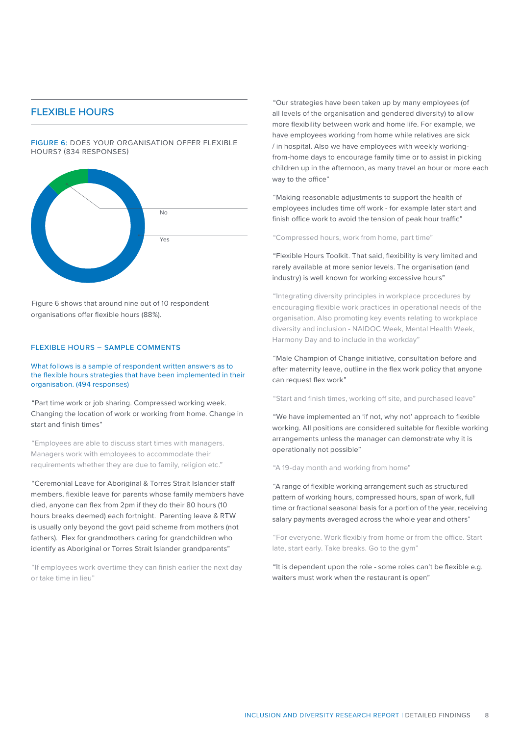## FLEXIBLE HOURS

FIGURE 6: DOES YOUR ORGANISATION OFFER FLEXIBLE HOURS? (834 RESPONSES)

No

Yes

Figure 6 shows that around nine out of 10 respondent organisations offer flexible hours (88%).

### FLEXIBLE HOURS – SAMPLE COMMENTS

What follows is a sample of respondent written answers as to the flexible hours strategies that have been implemented in their organisation. (494 responses)

"Part time work or job sharing. Compressed working week. Changing the location of work or working from home. Change in start and finish times"

"Employees are able to discuss start times with managers. Managers work with employees to accommodate their requirements whether they are due to family, religion etc."

"Ceremonial Leave for Aboriginal & Torres Strait Islander staff members, flexible leave for parents whose family members have died, anyone can flex from 2pm if they do their 80 hours (10 hours breaks deemed) each fortnight. Parenting leave & RTW is usually only beyond the govt paid scheme from mothers (not fathers). Flex for grandmothers caring for grandchildren who identify as Aboriginal or Torres Strait Islander grandparents"

"If employees work overtime they can finish earlier the next day or take time in lieu"

"Our strategies have been taken up by many employees (of all levels of the organisation and gendered diversity) to allow more flexibility between work and home life. For example, we have employees working from home while relatives are sick / in hospital. Also we have employees with weekly working-from-home days to encourage family time or to assist in picking children up in the afternoon, as many travel an hour or more each way to the office"

"Making reasonable adjustments to support the health of employees includes time off work - for example later start and finish office work to avoid the tension of peak hour traffic"

"Compressed hours, work from home, part time"

"Flexible Hours Toolkit. That said, flexibility is very limited and rarely available at more senior levels. The organisation (and industry) is well known for working excessive hours"

"Integrating diversity principles in workplace procedures by encouraging flexible work practices in operational needs of the organisation. Also promoting key events relating to workplace diversity and inclusion - NAIDOC Week, Mental Health Week, Harmony Day and to include in the workday"

"Male Champion of Change initiative, consultation before and after maternity leave, outline in the flex work policy that anyone can request flex work"

"Start and finish times, working off site, and purchased leave"

"We have implemented an 'if not, why not' approach to flexible working. All positions are considered suitable for flexible working arrangements unless the manager can demonstrate why it is operationally not possible"

"A 19-day month and working from home"

"A range of flexible working arrangement such as structured pattern of working hours, compressed hours, span of work, full time or fractional seasonal basis for a portion of the year, receiving salary payments averaged across the whole year and others"

"For everyone. Work flexibly from home or from the office. Start late, start early. Take breaks. Go to the gym"

"It is dependent upon the role - some roles can't be flexible e.g. waiters must work when the restaurant is open"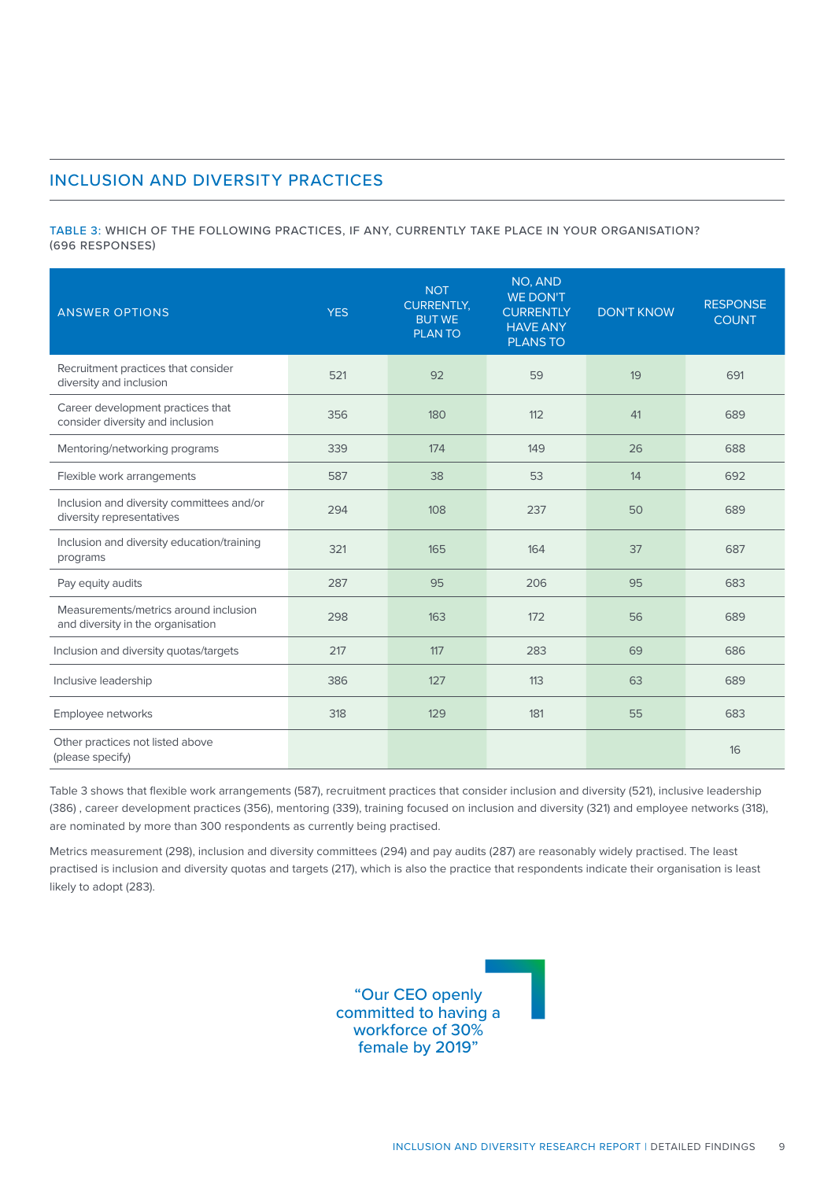## INCLUSION AND DIVERSITY PRACTICES

TABLE 3: WHICH OF THE FOLLOWING PRACTICES, IF ANY, CURRENTLY TAKE PLACE IN YOUR ORGANISATION? (696 RESPONSES)

| ANSWER OPTIONS | YES | NOT CURRENTLY, BUT WE PLAN TO | NO, AND WE DON'T CURRENTLY HAVE ANY PLANS TO | DON'T KNOW | RESPONSE COUNT |
|---|---|---|---|---|---|
| Recruitment practices that consider diversity and inclusion | 521 | 92 | 59 | 19 | 691 |
| Career development practices that consider diversity and inclusion | 356 | 180 | 112 | 41 | 689 |
| Mentoring/networking programs | 339 | 174 | 149 | 26 | 688 |
| Flexible work arrangements | 587 | 38 | 53 | 14 | 692 |
| Inclusion and diversity committees and/or diversity representatives | 294 | 108 | 237 | 50 | 689 |
| Inclusion and diversity education/training programs | 321 | 165 | 164 | 37 | 687 |
| Pay equity audits | 287 | 95 | 206 | 95 | 683 |
| Measurements/metrics around inclusion and diversity in the organisation | 298 | 163 | 172 | 56 | 689 |
| Inclusion and diversity quotas/targets | 217 | 117 | 283 | 69 | 686 |
| Inclusive leadership | 386 | 127 | 113 | 63 | 689 |
| Employee networks | 318 | 129 | 181 | 55 | 683 |
| Other practices not listed above (please specify) | | | | | 16 |

Table 3 shows that flexible work arrangements (587), recruitment practices that consider inclusion and diversity (521), inclusive leadership (386) , career development practices (356), mentoring (339), training focused on inclusion and diversity (321) and employee networks (318), are nominated by more than 300 respondents as currently being practised.

Metrics measurement (298), inclusion and diversity committees (294) and pay audits (287) are reasonably widely practised. The least practised is inclusion and diversity quotas and targets (217), which is also the practice that respondents indicate their organisation is least likely to adopt (283).

"Our CEO openly committed to having a workforce of 30% female by 2019"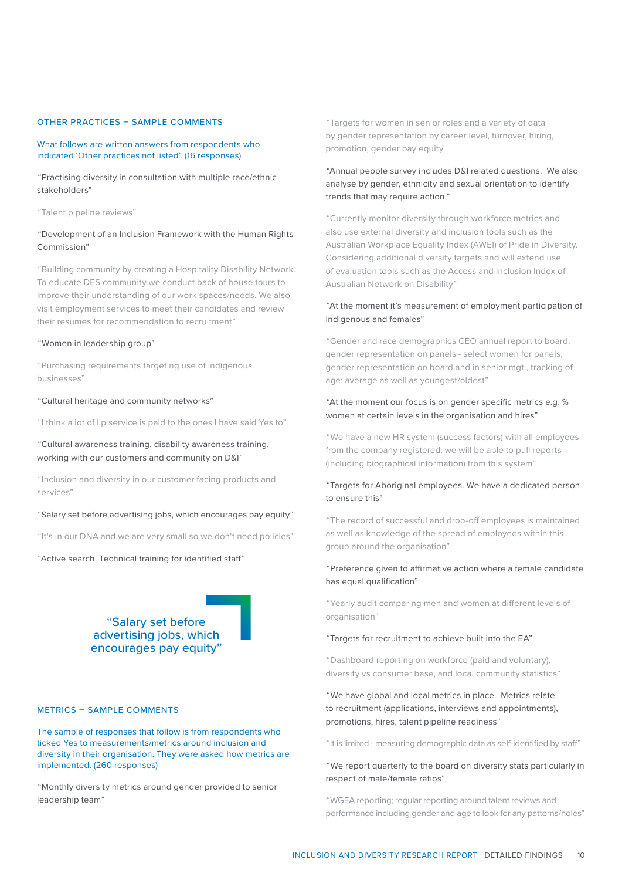## OTHER PRACTICES – SAMPLE COMMENTS

What follows are written answers from respondents who indicated 'Other practices not listed'. (16 responses)

"Practising diversity in consultation with multiple race/ethnic stakeholders"

"Talent pipeline reviews"

"Development of an Inclusion Framework with the Human Rights Commission"

"Building community by creating a Hospitality Disability Network. To educate DES community we conduct back of house tours to improve their understanding of our work spaces/needs. We also visit employment services to meet their candidates and review their resumes for recommendation to recruitment"

"Women in leadership group"

"Purchasing requirements targeting use of indigenous businesses"

"Cultural heritage and community networks"

"I think a lot of lip service is paid to the ones I have said Yes to"

"Cultural awareness training, disability awareness training, working with our customers and community on D&I"

"Inclusion and diversity in our customer facing products and services"

"Salary set before advertising jobs, which encourages pay equity"

"It's in our DNA and we are very small so we don't need policies"

"Active search. Technical training for identified staff"

> "Salary set before advertising jobs, which encourages pay equity"

## METRICS – SAMPLE COMMENTS

The sample of responses that follow is from respondents who ticked Yes to measurements/metrics around inclusion and diversity in their organisation. They were asked how metrics are implemented. (260 responses)

"Monthly diversity metrics around gender provided to senior leadership team"

"Targets for women in senior roles and a variety of data by gender representation by career level, turnover, hiring, promotion, gender pay equity.

"Annual people survey includes D&I related questions. We also analyse by gender, ethnicity and sexual orientation to identify trends that may require action."

"Currently monitor diversity through workforce metrics and also use external diversity and inclusion tools such as the Australian Workplace Equality Index (AWEI) of Pride in Diversity. Considering additional diversity targets and will extend use of evaluation tools such as the Access and Inclusion Index of Australian Network on Disability"

"At the moment it's measurement of employment participation of Indigenous and females"

"Gender and race demographics CEO annual report to board, gender representation on panels - select women for panels, gender representation on board and in senior mgt., tracking of age: average as well as youngest/oldest"

"At the moment our focus is on gender specific metrics e.g. % women at certain levels in the organisation and hires"

"We have a new HR system (success factors) with all employees from the company registered; we will be able to pull reports (including biographical information) from this system"

"Targets for Aboriginal employees. We have a dedicated person to ensure this"

"The record of successful and drop-off employees is maintained as well as knowledge of the spread of employees within this group around the organisation"

"Preference given to affirmative action where a female candidate has equal qualification"

"Yearly audit comparing men and women at different levels of organisation"

"Targets for recruitment to achieve built into the EA"

"Dashboard reporting on workforce (paid and voluntary), diversity vs consumer base, and local community statistics"

"We have global and local metrics in place. Metrics relate to recruitment (applications, interviews and appointments), promotions, hires, talent pipeline readiness"

"It is limited - measuring demographic data as self-identified by staff"

"We report quarterly to the board on diversity stats particularly in respect of male/female ratios"

"WGEA reporting; regular reporting around talent reviews and performance including gender and age to look for any patterns/holes"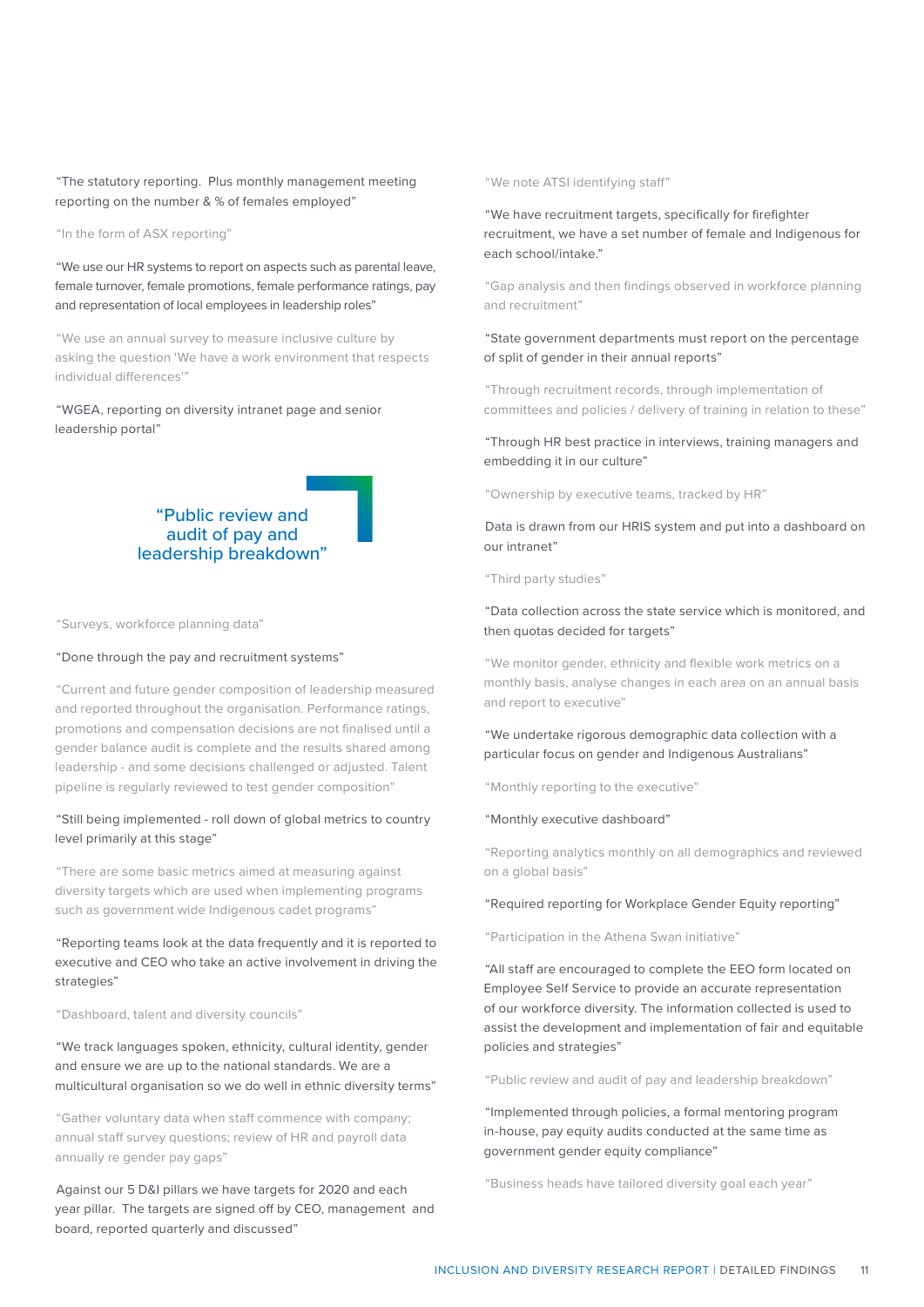"The statutory reporting.  Plus monthly management meeting reporting on the number & % of females employed"

"In the form of ASX reporting"

"We use our HR systems to report on aspects such as parental leave, female turnover, female promotions, female performance ratings, pay and representation of local employees in leadership roles"

"We use an annual survey to measure inclusive culture by asking the question 'We have a work environment that respects individual differences'"

"WGEA, reporting on diversity intranet page and senior leadership portal"

> "Public review and audit of pay and leadership breakdown"

"Surveys, workforce planning data"

"Done through the pay and recruitment systems"

"Current and future gender composition of leadership measured and reported throughout the organisation. Performance ratings, promotions and compensation decisions are not finalised until a gender balance audit is complete and the results shared among leadership - and some decisions challenged or adjusted. Talent pipeline is regularly reviewed to test gender composition"

"Still being implemented - roll down of global metrics to country level primarily at this stage"

"There are some basic metrics aimed at measuring against diversity targets which are used when implementing programs such as government wide Indigenous cadet programs"

"Reporting teams look at the data frequently and it is reported to executive and CEO who take an active involvement in driving the strategies"

"Dashboard, talent and diversity councils"

"We track languages spoken, ethnicity, cultural identity, gender and ensure we are up to the national standards. We are a multicultural organisation so we do well in ethnic diversity terms"

"Gather voluntary data when staff commence with company; annual staff survey questions; review of HR and payroll data annually re gender pay gaps"

Against our 5 D&I pillars we have targets for 2020 and each year pillar.  The targets are signed off by CEO, management  and board, reported quarterly and discussed"

"We note ATSI identifying staff"

"We have recruitment targets, specifically for firefighter recruitment, we have a set number of female and Indigenous for each school/intake."

"Gap analysis and then findings observed in workforce planning and recruitment"

"State government departments must report on the percentage of split of gender in their annual reports"

"Through recruitment records, through implementation of committees and policies / delivery of training in relation to these"

"Through HR best practice in interviews, training managers and embedding it in our culture"

"Ownership by executive teams, tracked by HR"

Data is drawn from our HRIS system and put into a dashboard on our intranet"

"Third party studies"

"Data collection across the state service which is monitored, and then quotas decided for targets"

"We monitor gender, ethnicity and flexible work metrics on a monthly basis, analyse changes in each area on an annual basis and report to executive"

"We undertake rigorous demographic data collection with a particular focus on gender and Indigenous Australians"

"Monthly reporting to the executive"

"Monthly executive dashboard"

"Reporting analytics monthly on all demographics and reviewed on a global basis"

"Required reporting for Workplace Gender Equity reporting"

"Participation in the Athena Swan initiative"

"All staff are encouraged to complete the EEO form located on Employee Self Service to provide an accurate representation of our workforce diversity. The information collected is used to assist the development and implementation of fair and equitable policies and strategies"

"Public review and audit of pay and leadership breakdown"

"Implemented through policies, a formal mentoring program in-house, pay equity audits conducted at the same time as government gender equity compliance"

"Business heads have tailored diversity goal each year"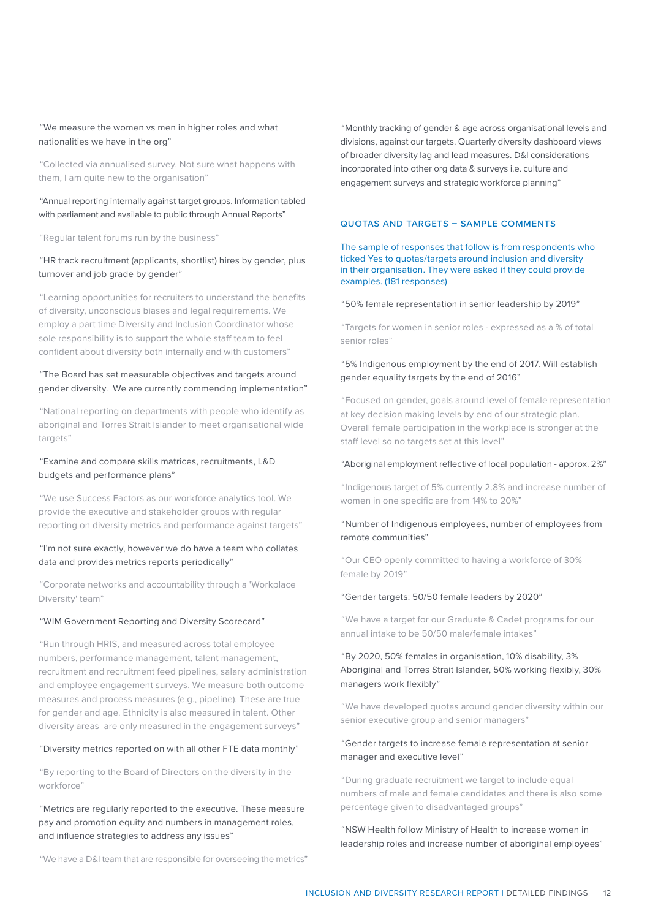"We measure the women vs men in higher roles and what nationalities we have in the org"

"Collected via annualised survey. Not sure what happens with them, I am quite new to the organisation"

"Annual reporting internally against target groups. Information tabled with parliament and available to public through Annual Reports"

"Regular talent forums run by the business"

"HR track recruitment (applicants, shortlist) hires by gender, plus turnover and job grade by gender"

"Learning opportunities for recruiters to understand the benefits of diversity, unconscious biases and legal requirements. We employ a part time Diversity and Inclusion Coordinator whose sole responsibility is to support the whole staff team to feel confident about diversity both internally and with customers"

"The Board has set measurable objectives and targets around gender diversity. We are currently commencing implementation"

"National reporting on departments with people who identify as aboriginal and Torres Strait Islander to meet organisational wide targets"

"Examine and compare skills matrices, recruitments, L&D budgets and performance plans"

"We use Success Factors as our workforce analytics tool. We provide the executive and stakeholder groups with regular reporting on diversity metrics and performance against targets"

"I'm not sure exactly, however we do have a team who collates data and provides metrics reports periodically"

"Corporate networks and accountability through a 'Workplace Diversity' team"

"WIM Government Reporting and Diversity Scorecard"

"Run through HRIS, and measured across total employee numbers, performance management, talent management, recruitment and recruitment feed pipelines, salary administration and employee engagement surveys. We measure both outcome measures and process measures (e.g., pipeline). These are true for gender and age. Ethnicity is also measured in talent. Other diversity areas are only measured in the engagement surveys"

"Diversity metrics reported on with all other FTE data monthly"

"By reporting to the Board of Directors on the diversity in the workforce"

"Metrics are regularly reported to the executive. These measure pay and promotion equity and numbers in management roles, and influence strategies to address any issues"

"We have a D&I team that are responsible for overseeing the metrics"

"Monthly tracking of gender & age across organisational levels and divisions, against our targets. Quarterly diversity dashboard views of broader diversity lag and lead measures. D&I considerations incorporated into other org data & surveys i.e. culture and engagement surveys and strategic workforce planning"

## QUOTAS AND TARGETS – SAMPLE COMMENTS

The sample of responses that follow is from respondents who ticked Yes to quotas/targets around inclusion and diversity in their organisation. They were asked if they could provide examples. (181 responses)

"50% female representation in senior leadership by 2019"

"Targets for women in senior roles - expressed as a % of total senior roles"

"5% Indigenous employment by the end of 2017. Will establish gender equality targets by the end of 2016"

"Focused on gender, goals around level of female representation at key decision making levels by end of our strategic plan. Overall female participation in the workplace is stronger at the staff level so no targets set at this level"

"Aboriginal employment reflective of local population - approx. 2%"

"Indigenous target of 5% currently 2.8% and increase number of women in one specific are from 14% to 20%"

"Number of Indigenous employees, number of employees from remote communities"

"Our CEO openly committed to having a workforce of 30% female by 2019"

"Gender targets: 50/50 female leaders by 2020"

"We have a target for our Graduate & Cadet programs for our annual intake to be 50/50 male/female intakes"

"By 2020, 50% females in organisation, 10% disability, 3% Aboriginal and Torres Strait Islander, 50% working flexibly, 30% managers work flexibly"

"We have developed quotas around gender diversity within our senior executive group and senior managers"

"Gender targets to increase female representation at senior manager and executive level"

"During graduate recruitment we target to include equal numbers of male and female candidates and there is also some percentage given to disadvantaged groups"

"NSW Health follow Ministry of Health to increase women in leadership roles and increase number of aboriginal employees"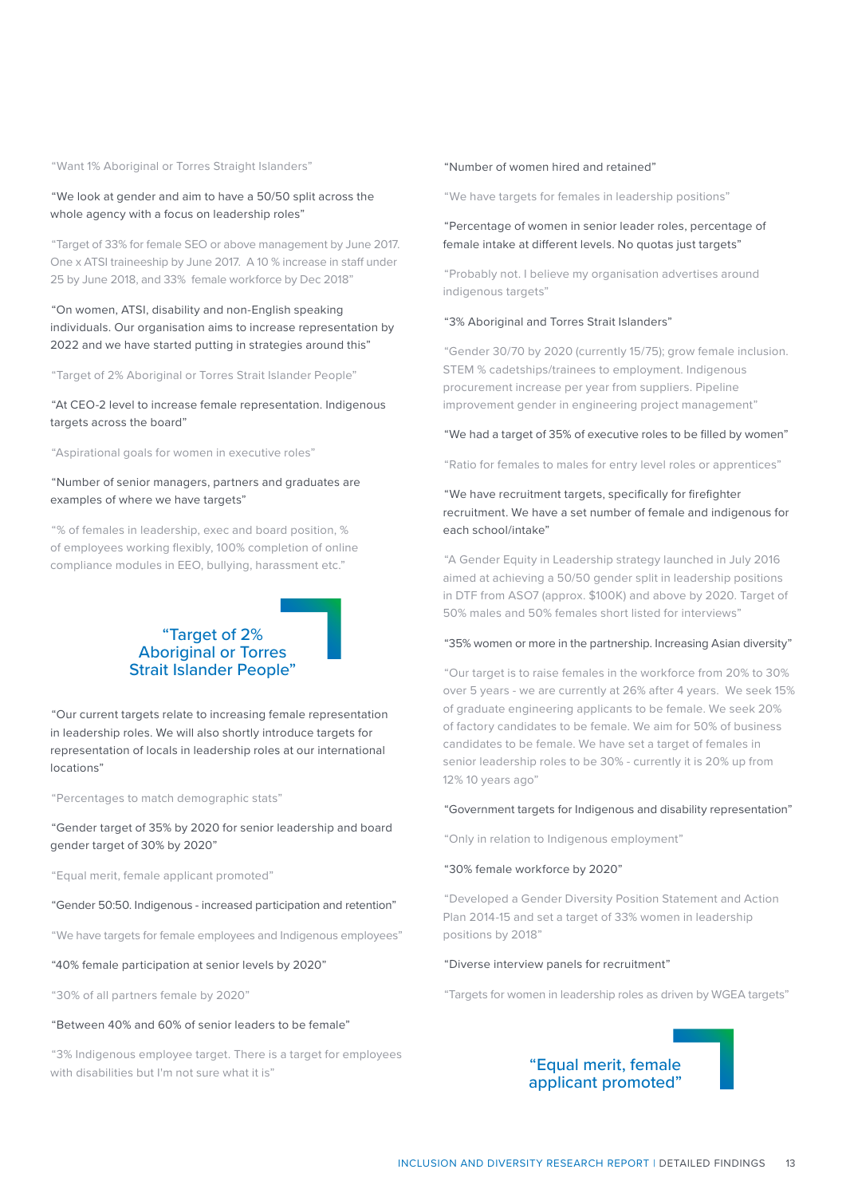"Want 1% Aboriginal or Torres Straight Islanders"

"We look at gender and aim to have a 50/50 split across the whole agency with a focus on leadership roles"

"Target of 33% for female SEO or above management by June 2017. One x ATSI traineeship by June 2017. A 10 % increase in staff under 25 by June 2018, and 33% female workforce by Dec 2018"

"On women, ATSI, disability and non-English speaking individuals. Our organisation aims to increase representation by 2022 and we have started putting in strategies around this"

"Target of 2% Aboriginal or Torres Strait Islander People"

"At CEO-2 level to increase female representation. Indigenous targets across the board"

"Aspirational goals for women in executive roles"

"Number of senior managers, partners and graduates are examples of where we have targets"

"% of females in leadership, exec and board position, % of employees working flexibly, 100% completion of online compliance modules in EEO, bullying, harassment etc."

> "Target of 2% Aboriginal or Torres Strait Islander People"

"Our current targets relate to increasing female representation in leadership roles. We will also shortly introduce targets for representation of locals in leadership roles at our international locations"

"Percentages to match demographic stats"

"Gender target of 35% by 2020 for senior leadership and board gender target of 30% by 2020"

"Equal merit, female applicant promoted"

"Gender 50:50. Indigenous - increased participation and retention"

"We have targets for female employees and Indigenous employees"

"40% female participation at senior levels by 2020"

"30% of all partners female by 2020"

"Between 40% and 60% of senior leaders to be female"

"3% Indigenous employee target. There is a target for employees with disabilities but I'm not sure what it is"

"Number of women hired and retained"

"We have targets for females in leadership positions"

"Percentage of women in senior leader roles, percentage of female intake at different levels. No quotas just targets"

"Probably not. I believe my organisation advertises around indigenous targets"

"3% Aboriginal and Torres Strait Islanders"

"Gender 30/70 by 2020 (currently 15/75); grow female inclusion. STEM % cadetships/trainees to employment. Indigenous procurement increase per year from suppliers. Pipeline improvement gender in engineering project management"

"We had a target of 35% of executive roles to be filled by women"

"Ratio for females to males for entry level roles or apprentices"

"We have recruitment targets, specifically for firefighter recruitment. We have a set number of female and indigenous for each school/intake"

"A Gender Equity in Leadership strategy launched in July 2016 aimed at achieving a 50/50 gender split in leadership positions in DTF from ASO7 (approx. $100K) and above by 2020. Target of 50% males and 50% females short listed for interviews"

"35% women or more in the partnership. Increasing Asian diversity"

"Our target is to raise females in the workforce from 20% to 30% over 5 years - we are currently at 26% after 4 years. We seek 15% of graduate engineering applicants to be female. We seek 20% of factory candidates to be female. We aim for 50% of business candidates to be female. We have set a target of females in senior leadership roles to be 30% - currently it is 20% up from 12% 10 years ago"

"Government targets for Indigenous and disability representation"

"Only in relation to Indigenous employment"

"30% female workforce by 2020"

"Developed a Gender Diversity Position Statement and Action Plan 2014-15 and set a target of 33% women in leadership positions by 2018"

"Diverse interview panels for recruitment"

"Targets for women in leadership roles as driven by WGEA targets"

> "Equal merit, female applicant promoted"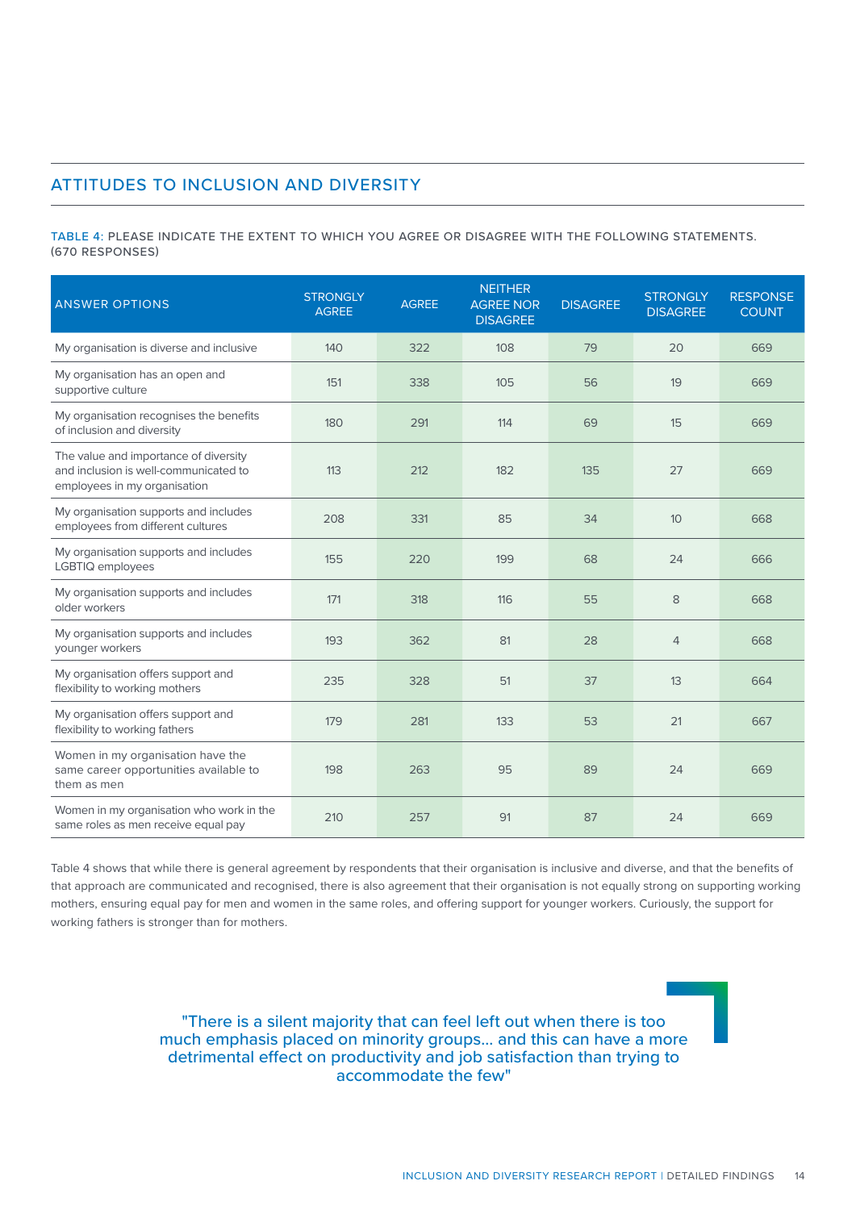## ATTITUDES TO INCLUSION AND DIVERSITY

TABLE 4: PLEASE INDICATE THE EXTENT TO WHICH YOU AGREE OR DISAGREE WITH THE FOLLOWING STATEMENTS. (670 RESPONSES)

| ANSWER OPTIONS | STRONGLY AGREE | AGREE | NEITHER AGREE NOR DISAGREE | DISAGREE | STRONGLY DISAGREE | RESPONSE COUNT |
|---|---|---|---|---|---|---|
| My organisation is diverse and inclusive | 140 | 322 | 108 | 79 | 20 | 669 |
| My organisation has an open and supportive culture | 151 | 338 | 105 | 56 | 19 | 669 |
| My organisation recognises the benefits of inclusion and diversity | 180 | 291 | 114 | 69 | 15 | 669 |
| The value and importance of diversity and inclusion is well-communicated to employees in my organisation | 113 | 212 | 182 | 135 | 27 | 669 |
| My organisation supports and includes employees from different cultures | 208 | 331 | 85 | 34 | 10 | 668 |
| My organisation supports and includes LGBTIQ employees | 155 | 220 | 199 | 68 | 24 | 666 |
| My organisation supports and includes older workers | 171 | 318 | 116 | 55 | 8 | 668 |
| My organisation supports and includes younger workers | 193 | 362 | 81 | 28 | 4 | 668 |
| My organisation offers support and flexibility to working mothers | 235 | 328 | 51 | 37 | 13 | 664 |
| My organisation offers support and flexibility to working fathers | 179 | 281 | 133 | 53 | 21 | 667 |
| Women in my organisation have the same career opportunities available to them as men | 198 | 263 | 95 | 89 | 24 | 669 |
| Women in my organisation who work in the same roles as men receive equal pay | 210 | 257 | 91 | 87 | 24 | 669 |

Table 4 shows that while there is general agreement by respondents that their organisation is inclusive and diverse, and that the benefits of that approach are communicated and recognised, there is also agreement that their organisation is not equally strong on supporting working mothers, ensuring equal pay for men and women in the same roles, and offering support for younger workers. Curiously, the support for working fathers is stronger than for mothers.

> "There is a silent majority that can feel left out when there is too much emphasis placed on minority groups… and this can have a more detrimental effect on productivity and job satisfaction than trying to accommodate the few"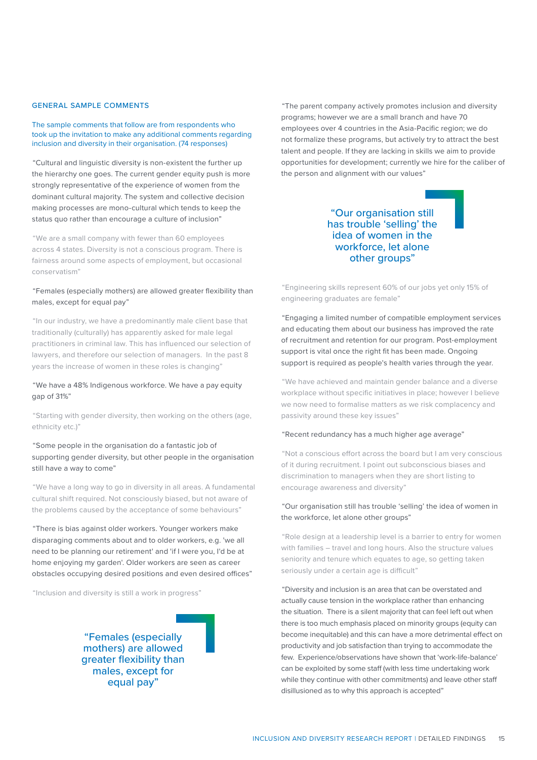## GENERAL SAMPLE COMMENTS

The sample comments that follow are from respondents who took up the invitation to make any additional comments regarding inclusion and diversity in their organisation. (74 responses)

"Cultural and linguistic diversity is non-existent the further up the hierarchy one goes. The current gender equity push is more strongly representative of the experience of women from the dominant cultural majority. The system and collective decision making processes are mono-cultural which tends to keep the status quo rather than encourage a culture of inclusion"

"We are a small company with fewer than 60 employees across 4 states. Diversity is not a conscious program. There is fairness around some aspects of employment, but occasional conservatism"

"Females (especially mothers) are allowed greater flexibility than males, except for equal pay"

"In our industry, we have a predominantly male client base that traditionally (culturally) has apparently asked for male legal practitioners in criminal law. This has influenced our selection of lawyers, and therefore our selection of managers. In the past 8 years the increase of women in these roles is changing"

"We have a 48% Indigenous workforce. We have a pay equity gap of 31%"

"Starting with gender diversity, then working on the others (age, ethnicity etc.)"

"Some people in the organisation do a fantastic job of supporting gender diversity, but other people in the organisation still have a way to come"

"We have a long way to go in diversity in all areas. A fundamental cultural shift required. Not consciously biased, but not aware of the problems caused by the acceptance of some behaviours"

"There is bias against older workers. Younger workers make disparaging comments about and to older workers, e.g. 'we all need to be planning our retirement' and 'if I were you, I'd be at home enjoying my garden'. Older workers are seen as career obstacles occupying desired positions and even desired offices"

"Inclusion and diversity is still a work in progress"

> "Females (especially mothers) are allowed greater flexibility than males, except for equal pay"

"The parent company actively promotes inclusion and diversity programs; however we are a small branch and have 70 employees over 4 countries in the Asia-Pacific region; we do not formalize these programs, but actively try to attract the best talent and people. If they are lacking in skills we aim to provide opportunities for development; currently we hire for the caliber of the person and alignment with our values"

> "Our organisation still has trouble 'selling' the idea of women in the workforce, let alone other groups"

"Engineering skills represent 60% of our jobs yet only 15% of engineering graduates are female"

"Engaging a limited number of compatible employment services and educating them about our business has improved the rate of recruitment and retention for our program. Post-employment support is vital once the right fit has been made. Ongoing support is required as people's health varies through the year.

"We have achieved and maintain gender balance and a diverse workplace without specific initiatives in place; however I believe we now need to formalise matters as we risk complacency and passivity around these key issues"

"Recent redundancy has a much higher age average"

"Not a conscious effort across the board but I am very conscious of it during recruitment. I point out subconscious biases and discrimination to managers when they are short listing to encourage awareness and diversity"

"Our organisation still has trouble 'selling' the idea of women in the workforce, let alone other groups"

"Role design at a leadership level is a barrier to entry for women with families – travel and long hours. Also the structure values seniority and tenure which equates to age, so getting taken seriously under a certain age is difficult"

"Diversity and inclusion is an area that can be overstated and actually cause tension in the workplace rather than enhancing the situation. There is a silent majority that can feel left out when there is too much emphasis placed on minority groups (equity can become inequitable) and this can have a more detrimental effect on productivity and job satisfaction than trying to accommodate the few. Experience/observations have shown that 'work-life-balance' can be exploited by some staff (with less time undertaking work while they continue with other commitments) and leave other staff disillusioned as to why this approach is accepted"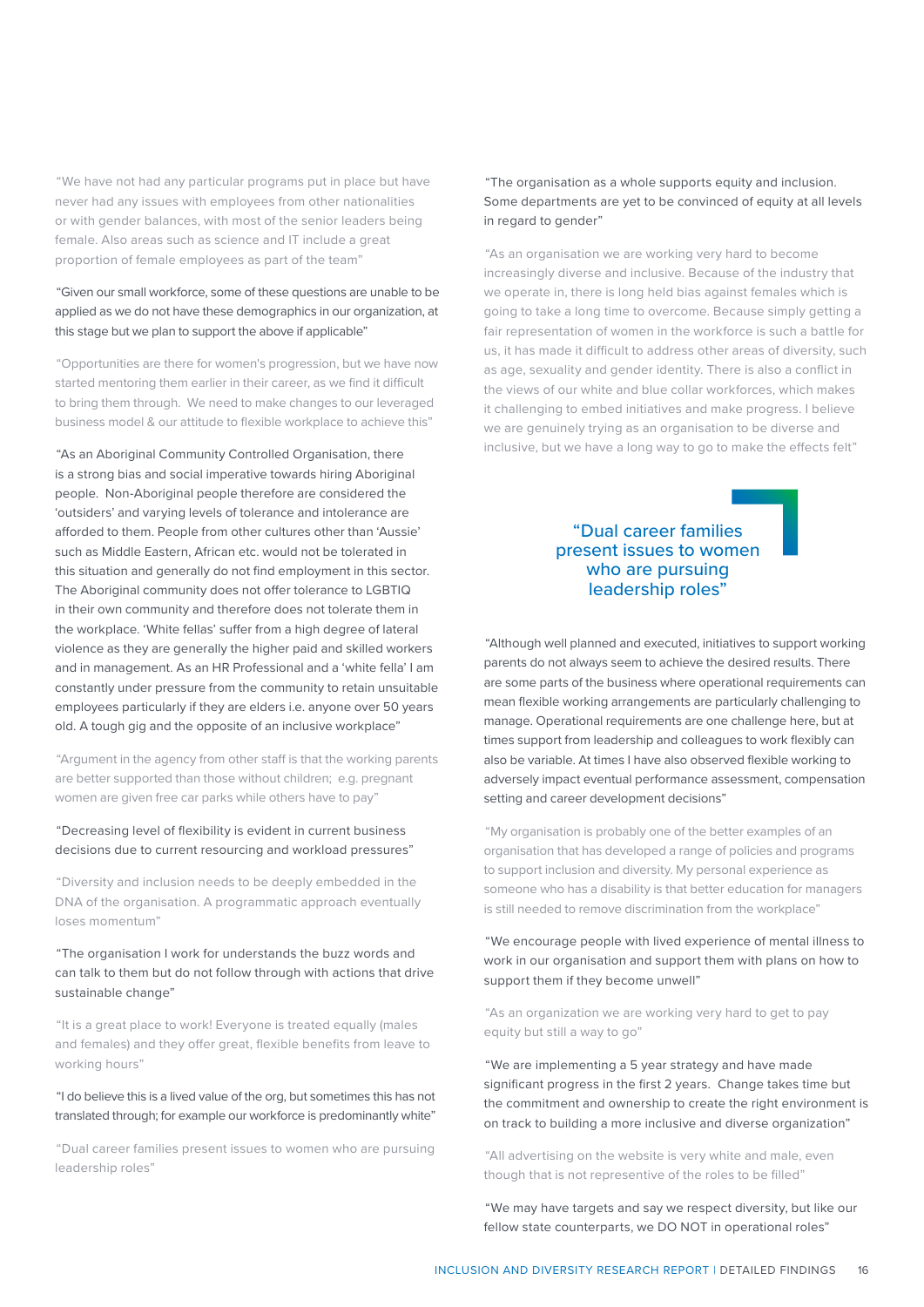"We have not had any particular programs put in place but have never had any issues with employees from other nationalities or with gender balances, with most of the senior leaders being female. Also areas such as science and IT include a great proportion of female employees as part of the team"

"Given our small workforce, some of these questions are unable to be applied as we do not have these demographics in our organization, at this stage but we plan to support the above if applicable"

"Opportunities are there for women's progression, but we have now started mentoring them earlier in their career, as we find it difficult to bring them through. We need to make changes to our leveraged business model & our attitude to flexible workplace to achieve this"

"As an Aboriginal Community Controlled Organisation, there is a strong bias and social imperative towards hiring Aboriginal people. Non-Aboriginal people therefore are considered the 'outsiders' and varying levels of tolerance and intolerance are afforded to them. People from other cultures other than 'Aussie' such as Middle Eastern, African etc. would not be tolerated in this situation and generally do not find employment in this sector. The Aboriginal community does not offer tolerance to LGBTIQ in their own community and therefore does not tolerate them in the workplace. 'White fellas' suffer from a high degree of lateral violence as they are generally the higher paid and skilled workers and in management. As an HR Professional and a 'white fella' I am constantly under pressure from the community to retain unsuitable employees particularly if they are elders i.e. anyone over 50 years old. A tough gig and the opposite of an inclusive workplace"

"Argument in the agency from other staff is that the working parents are better supported than those without children; e.g. pregnant women are given free car parks while others have to pay"

"Decreasing level of flexibility is evident in current business decisions due to current resourcing and workload pressures"

"Diversity and inclusion needs to be deeply embedded in the DNA of the organisation. A programmatic approach eventually loses momentum"

"The organisation I work for understands the buzz words and can talk to them but do not follow through with actions that drive sustainable change"

"It is a great place to work! Everyone is treated equally (males and females) and they offer great, flexible benefits from leave to working hours"

"I do believe this is a lived value of the org, but sometimes this has not translated through; for example our workforce is predominantly white"

"Dual career families present issues to women who are pursuing leadership roles"

"The organisation as a whole supports equity and inclusion. Some departments are yet to be convinced of equity at all levels in regard to gender"

"As an organisation we are working very hard to become increasingly diverse and inclusive. Because of the industry that we operate in, there is long held bias against females which is going to take a long time to overcome. Because simply getting a fair representation of women in the workforce is such a battle for us, it has made it difficult to address other areas of diversity, such as age, sexuality and gender identity. There is also a conflict in the views of our white and blue collar workforces, which makes it challenging to embed initiatives and make progress. I believe we are genuinely trying as an organisation to be diverse and inclusive, but we have a long way to go to make the effects felt"

> "Dual career families present issues to women who are pursuing leadership roles"

"Although well planned and executed, initiatives to support working parents do not always seem to achieve the desired results. There are some parts of the business where operational requirements can mean flexible working arrangements are particularly challenging to manage. Operational requirements are one challenge here, but at times support from leadership and colleagues to work flexibly can also be variable. At times I have also observed flexible working to adversely impact eventual performance assessment, compensation setting and career development decisions"

"My organisation is probably one of the better examples of an organisation that has developed a range of policies and programs to support inclusion and diversity. My personal experience as someone who has a disability is that better education for managers is still needed to remove discrimination from the workplace"

"We encourage people with lived experience of mental illness to work in our organisation and support them with plans on how to support them if they become unwell"

"As an organization we are working very hard to get to pay equity but still a way to go"

"We are implementing a 5 year strategy and have made significant progress in the first 2 years. Change takes time but the commitment and ownership to create the right environment is on track to building a more inclusive and diverse organization"

"All advertising on the website is very white and male, even though that is not representive of the roles to be filled"

"We may have targets and say we respect diversity, but like our fellow state counterparts, we DO NOT in operational roles"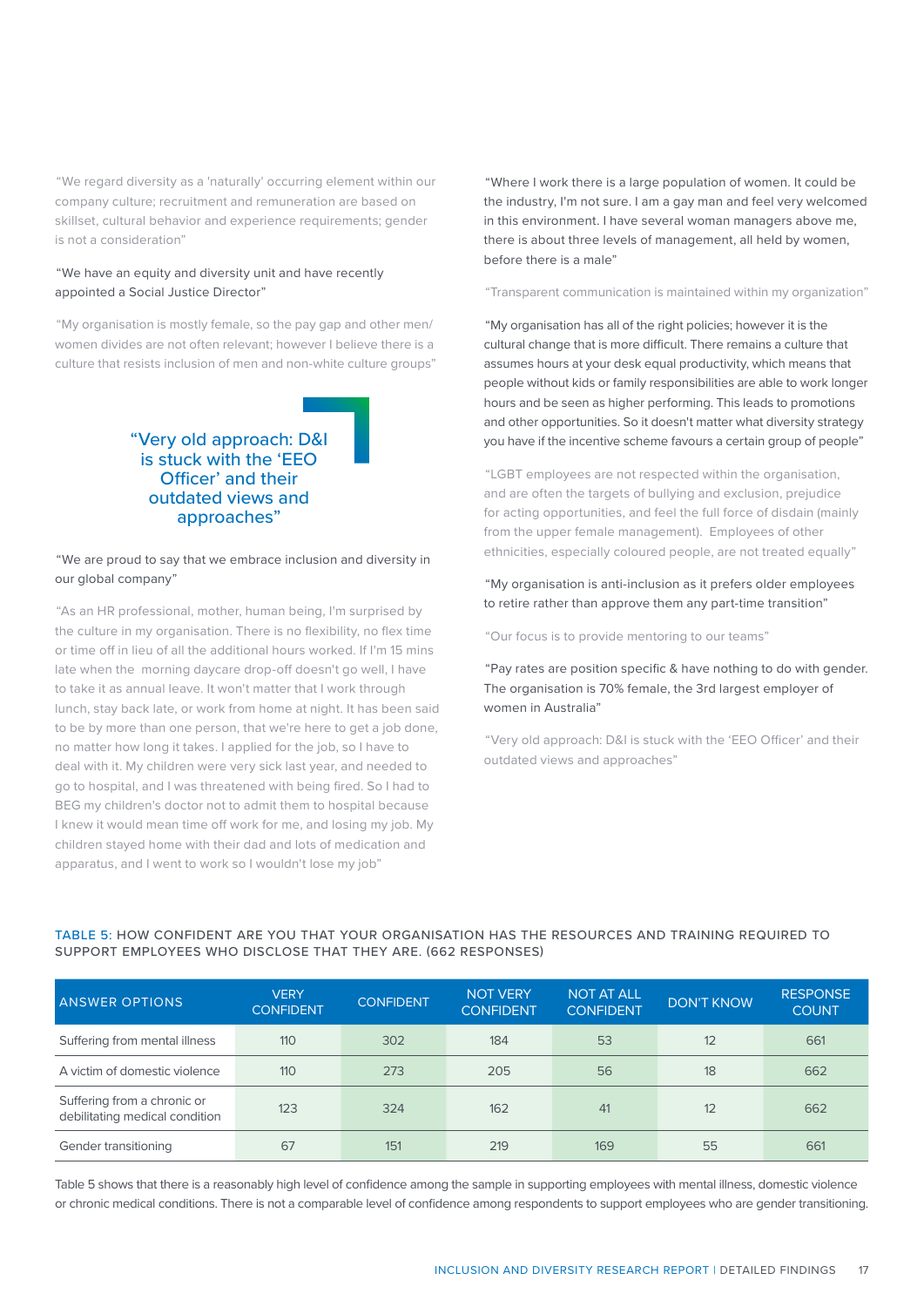"We regard diversity as a 'naturally' occurring element within our company culture; recruitment and remuneration are based on skillset, cultural behavior and experience requirements; gender is not a consideration"

"We have an equity and diversity unit and have recently appointed a Social Justice Director"

"My organisation is mostly female, so the pay gap and other men/women divides are not often relevant; however I believe there is a culture that resists inclusion of men and non-white culture groups"

> "Very old approach: D&I is stuck with the 'EEO Officer' and their outdated views and approaches"

"We are proud to say that we embrace inclusion and diversity in our global company"

"As an HR professional, mother, human being, I'm surprised by the culture in my organisation. There is no flexibility, no flex time or time off in lieu of all the additional hours worked. If I'm 15 mins late when the morning daycare drop-off doesn't go well, I have to take it as annual leave. It won't matter that I work through lunch, stay back late, or work from home at night. It has been said to be by more than one person, that we're here to get a job done, no matter how long it takes. I applied for the job, so I have to deal with it. My children were very sick last year, and needed to go to hospital, and I was threatened with being fired. So I had to BEG my children's doctor not to admit them to hospital because I knew it would mean time off work for me, and losing my job. My children stayed home with their dad and lots of medication and apparatus, and I went to work so I wouldn't lose my job"

"Where I work there is a large population of women. It could be the industry, I'm not sure. I am a gay man and feel very welcomed in this environment. I have several woman managers above me, there is about three levels of management, all held by women, before there is a male"

"Transparent communication is maintained within my organization"

"My organisation has all of the right policies; however it is the cultural change that is more difficult. There remains a culture that assumes hours at your desk equal productivity, which means that people without kids or family responsibilities are able to work longer hours and be seen as higher performing. This leads to promotions and other opportunities. So it doesn't matter what diversity strategy you have if the incentive scheme favours a certain group of people"

"LGBT employees are not respected within the organisation, and are often the targets of bullying and exclusion, prejudice for acting opportunities, and feel the full force of disdain (mainly from the upper female management). Employees of other ethnicities, especially coloured people, are not treated equally"

"My organisation is anti-inclusion as it prefers older employees to retire rather than approve them any part-time transition"

"Our focus is to provide mentoring to our teams"

"Pay rates are position specific & have nothing to do with gender. The organisation is 70% female, the 3rd largest employer of women in Australia"

"Very old approach: D&I is stuck with the 'EEO Officer' and their outdated views and approaches"

**TABLE 5:** HOW CONFIDENT ARE YOU THAT YOUR ORGANISATION HAS THE RESOURCES AND TRAINING REQUIRED TO SUPPORT EMPLOYEES WHO DISCLOSE THAT THEY ARE. (662 RESPONSES)

| ANSWER OPTIONS | VERY CONFIDENT | CONFIDENT | NOT VERY CONFIDENT | NOT AT ALL CONFIDENT | DON'T KNOW | RESPONSE COUNT |
|---|---|---|---|---|---|---|
| Suffering from mental illness | 110 | 302 | 184 | 53 | 12 | 661 |
| A victim of domestic violence | 110 | 273 | 205 | 56 | 18 | 662 |
| Suffering from a chronic or debilitating medical condition | 123 | 324 | 162 | 41 | 12 | 662 |
| Gender transitioning | 67 | 151 | 219 | 169 | 55 | 661 |

Table 5 shows that there is a reasonably high level of confidence among the sample in supporting employees with mental illness, domestic violence or chronic medical conditions. There is not a comparable level of confidence among respondents to support employees who are gender transitioning.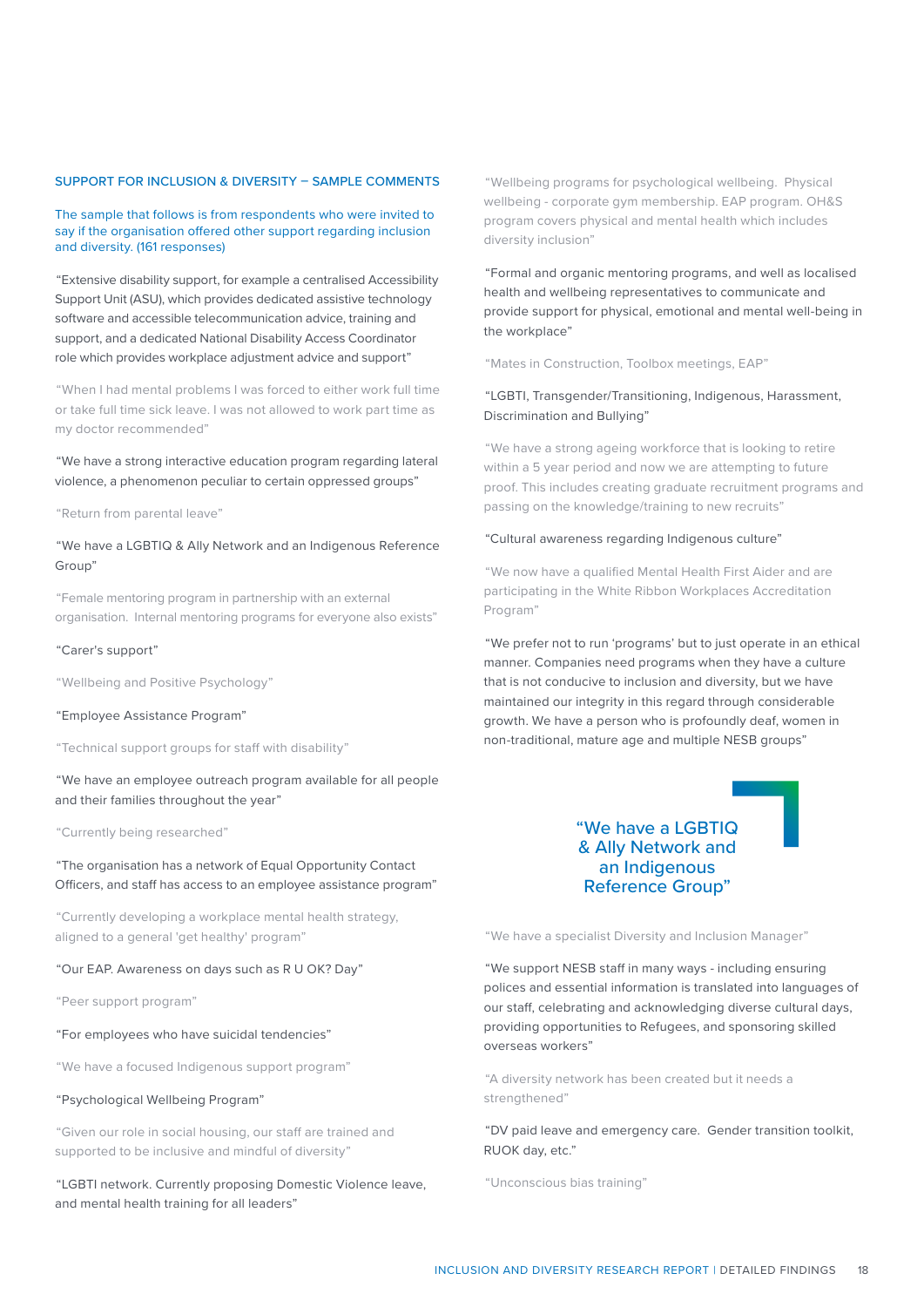## SUPPORT FOR INCLUSION & DIVERSITY – SAMPLE COMMENTS

The sample that follows is from respondents who were invited to say if the organisation offered other support regarding inclusion and diversity. (161 responses)

"Extensive disability support, for example a centralised Accessibility Support Unit (ASU), which provides dedicated assistive technology software and accessible telecommunication advice, training and support, and a dedicated National Disability Access Coordinator role which provides workplace adjustment advice and support"

"When I had mental problems I was forced to either work full time or take full time sick leave. I was not allowed to work part time as my doctor recommended"

"We have a strong interactive education program regarding lateral violence, a phenomenon peculiar to certain oppressed groups"

"Return from parental leave"

"We have a LGBTIQ & Ally Network and an Indigenous Reference Group"

"Female mentoring program in partnership with an external organisation. Internal mentoring programs for everyone also exists"

"Carer's support"

"Wellbeing and Positive Psychology"

"Employee Assistance Program"

"Technical support groups for staff with disability"

"We have an employee outreach program available for all people and their families throughout the year"

"Currently being researched"

"The organisation has a network of Equal Opportunity Contact Officers, and staff has access to an employee assistance program"

"Currently developing a workplace mental health strategy, aligned to a general 'get healthy' program"

"Our EAP. Awareness on days such as R U OK? Day"

"Peer support program"

"For employees who have suicidal tendencies"

"We have a focused Indigenous support program"

"Psychological Wellbeing Program"

"Given our role in social housing, our staff are trained and supported to be inclusive and mindful of diversity"

"LGBTI network. Currently proposing Domestic Violence leave, and mental health training for all leaders"

"Wellbeing programs for psychological wellbeing. Physical wellbeing - corporate gym membership. EAP program. OH&S program covers physical and mental health which includes diversity inclusion"

"Formal and organic mentoring programs, and well as localised health and wellbeing representatives to communicate and provide support for physical, emotional and mental well-being in the workplace"

"Mates in Construction, Toolbox meetings, EAP"

"LGBTI, Transgender/Transitioning, Indigenous, Harassment, Discrimination and Bullying"

"We have a strong ageing workforce that is looking to retire within a 5 year period and now we are attempting to future proof. This includes creating graduate recruitment programs and passing on the knowledge/training to new recruits"

"Cultural awareness regarding Indigenous culture"

"We now have a qualified Mental Health First Aider and are participating in the White Ribbon Workplaces Accreditation Program"

"We prefer not to run 'programs' but to just operate in an ethical manner. Companies need programs when they have a culture that is not conducive to inclusion and diversity, but we have maintained our integrity in this regard through considerable growth. We have a person who is profoundly deaf, women in non-traditional, mature age and multiple NESB groups"

> "We have a LGBTIQ & Ally Network and an Indigenous Reference Group"

"We have a specialist Diversity and Inclusion Manager"

"We support NESB staff in many ways - including ensuring polices and essential information is translated into languages of our staff, celebrating and acknowledging diverse cultural days, providing opportunities to Refugees, and sponsoring skilled overseas workers"

"A diversity network has been created but it needs a strengthened"

"DV paid leave and emergency care. Gender transition toolkit, RUOK day, etc."

"Unconscious bias training"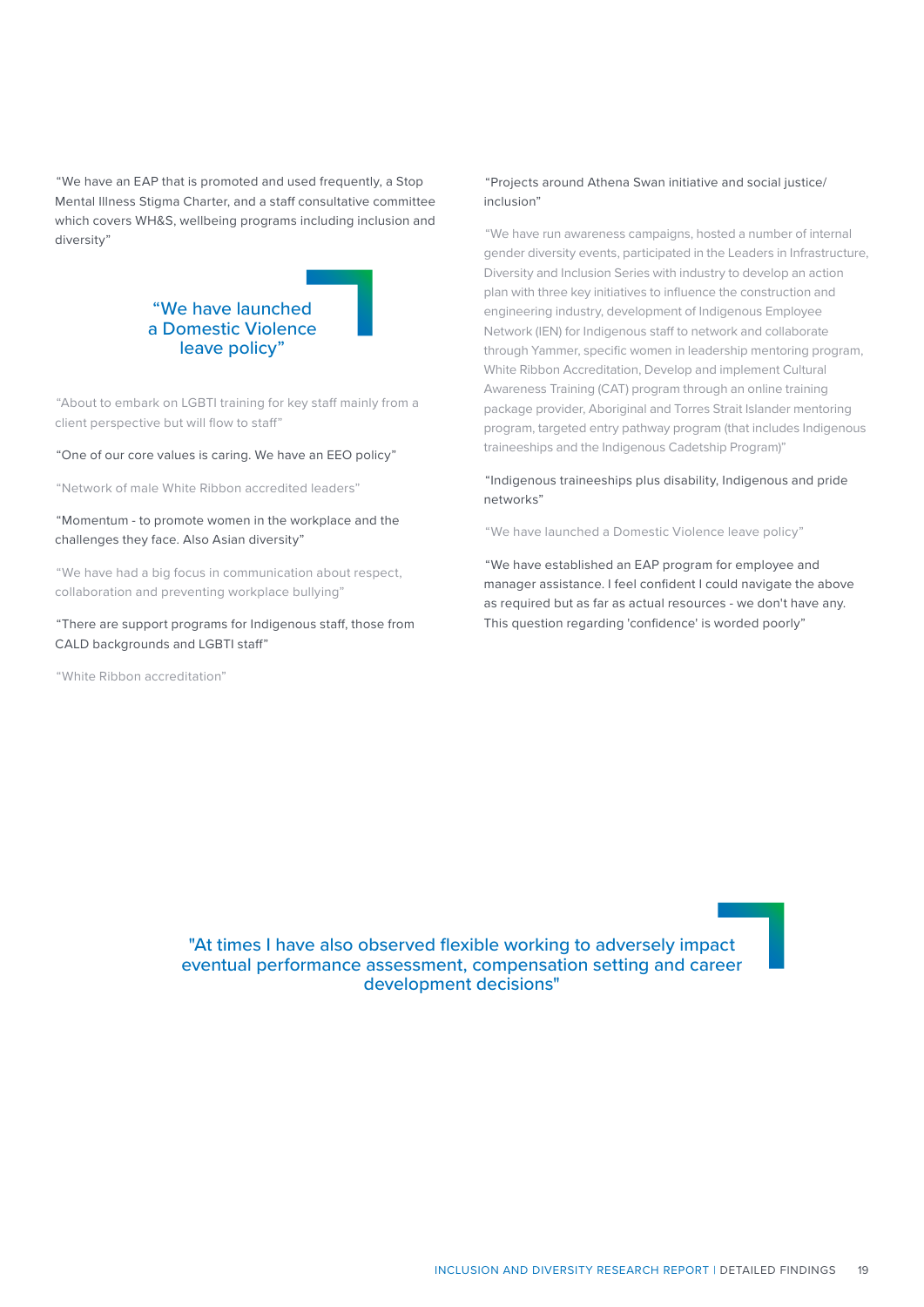"We have an EAP that is promoted and used frequently, a Stop Mental Illness Stigma Charter, and a staff consultative committee which covers WH&S, wellbeing programs including inclusion and diversity"

> "We have launched a Domestic Violence leave policy"

"About to embark on LGBTI training for key staff mainly from a client perspective but will flow to staff"

"One of our core values is caring. We have an EEO policy"

"Network of male White Ribbon accredited leaders"

"Momentum - to promote women in the workplace and the challenges they face. Also Asian diversity"

"We have had a big focus in communication about respect, collaboration and preventing workplace bullying"

"There are support programs for Indigenous staff, those from CALD backgrounds and LGBTI staff"

"White Ribbon accreditation"

"Projects around Athena Swan initiative and social justice/ inclusion"

"We have run awareness campaigns, hosted a number of internal gender diversity events, participated in the Leaders in Infrastructure, Diversity and Inclusion Series with industry to develop an action plan with three key initiatives to influence the construction and engineering industry, development of Indigenous Employee Network (IEN) for Indigenous staff to network and collaborate through Yammer, specific women in leadership mentoring program, White Ribbon Accreditation, Develop and implement Cultural Awareness Training (CAT) program through an online training package provider, Aboriginal and Torres Strait Islander mentoring program, targeted entry pathway program (that includes Indigenous traineeships and the Indigenous Cadetship Program)"

"Indigenous traineeships plus disability, Indigenous and pride networks"

"We have launched a Domestic Violence leave policy"

"We have established an EAP program for employee and manager assistance. I feel confident I could navigate the above as required but as far as actual resources - we don't have any. This question regarding 'confidence' is worded poorly"

> "At times I have also observed flexible working to adversely impact eventual performance assessment, compensation setting and career development decisions"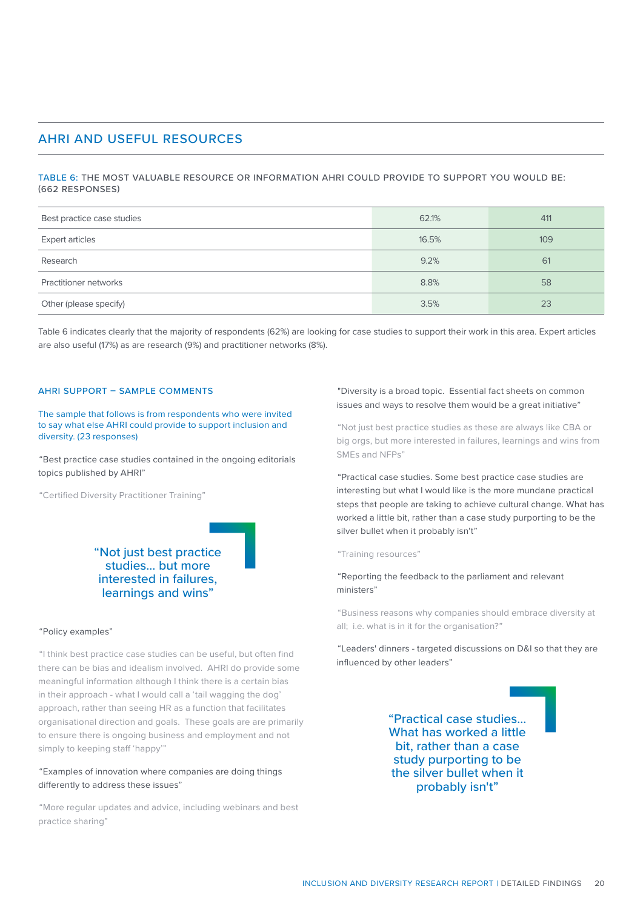## AHRI AND USEFUL RESOURCES

### TABLE 6: THE MOST VALUABLE RESOURCE OR INFORMATION AHRI COULD PROVIDE TO SUPPORT YOU WOULD BE: (662 RESPONSES)

| | | |
|---|---|---|
| Best practice case studies | 62.1% | 411 |
| Expert articles | 16.5% | 109 |
| Research | 9.2% | 61 |
| Practitioner networks | 8.8% | 58 |
| Other (please specify) | 3.5% | 23 |

Table 6 indicates clearly that the majority of respondents (62%) are looking for case studies to support their work in this area. Expert articles are also useful (17%) as are research (9%) and practitioner networks (8%).

### AHRI SUPPORT – SAMPLE COMMENTS

The sample that follows is from respondents who were invited to say what else AHRI could provide to support inclusion and diversity. (23 responses)

"Best practice case studies contained in the ongoing editorials topics published by AHRI"

"Certified Diversity Practitioner Training"

> "Not just best practice studies... but more interested in failures, learnings and wins"

"Policy examples"

"I think best practice case studies can be useful, but often find there can be bias and idealism involved. AHRI do provide some meaningful information although I think there is a certain bias in their approach - what I would call a 'tail wagging the dog' approach, rather than seeing HR as a function that facilitates organisational direction and goals. These goals are are primarily to ensure there is ongoing business and employment and not simply to keeping staff 'happy'"

"Examples of innovation where companies are doing things differently to address these issues"

"More regular updates and advice, including webinars and best practice sharing"

"Diversity is a broad topic. Essential fact sheets on common issues and ways to resolve them would be a great initiative"

"Not just best practice studies as these are always like CBA or big orgs, but more interested in failures, learnings and wins from SMEs and NFPs"

"Practical case studies. Some best practice case studies are interesting but what I would like is the more mundane practical steps that people are taking to achieve cultural change. What has worked a little bit, rather than a case study purporting to be the silver bullet when it probably isn't"

"Training resources"

"Reporting the feedback to the parliament and relevant ministers"

"Business reasons why companies should embrace diversity at all; i.e. what is in it for the organisation?"

"Leaders' dinners - targeted discussions on D&I so that they are influenced by other leaders"

> "Practical case studies... What has worked a little bit, rather than a case study purporting to be the silver bullet when it probably isn't"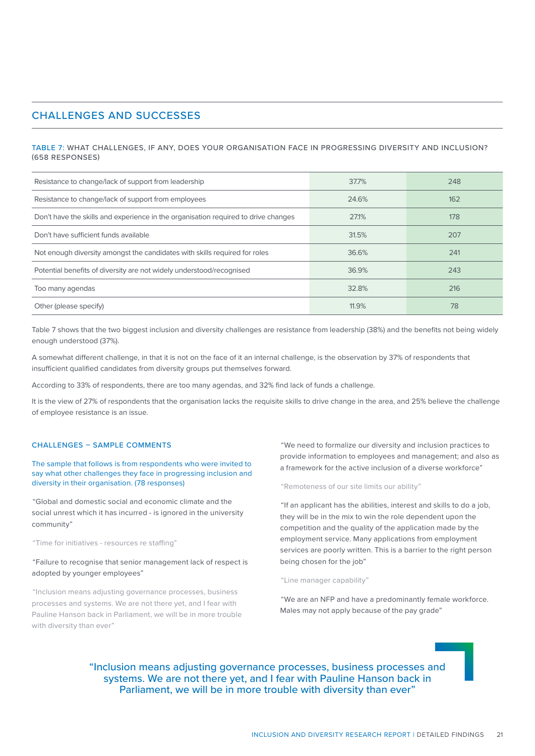## CHALLENGES AND SUCCESSES

TABLE 7: WHAT CHALLENGES, IF ANY, DOES YOUR ORGANISATION FACE IN PROGRESSING DIVERSITY AND INCLUSION? (658 RESPONSES)

| | | |
|---|---|---|
| Resistance to change/lack of support from leadership | 37.7% | 248 |
| Resistance to change/lack of support from employees | 24.6% | 162 |
| Don't have the skills and experience in the organisation required to drive changes | 27.1% | 178 |
| Don't have sufficient funds available | 31.5% | 207 |
| Not enough diversity amongst the candidates with skills required for roles | 36.6% | 241 |
| Potential benefits of diversity are not widely understood/recognised | 36.9% | 243 |
| Too many agendas | 32.8% | 216 |
| Other (please specify) | 11.9% | 78 |

Table 7 shows that the two biggest inclusion and diversity challenges are resistance from leadership (38%) and the benefits not being widely enough understood (37%).

A somewhat different challenge, in that it is not on the face of it an internal challenge, is the observation by 37% of respondents that insufficient qualified candidates from diversity groups put themselves forward.

According to 33% of respondents, there are too many agendas, and 32% find lack of funds a challenge.

It is the view of 27% of respondents that the organisation lacks the requisite skills to drive change in the area, and 25% believe the challenge of employee resistance is an issue.

### CHALLENGES – SAMPLE COMMENTS

The sample that follows is from respondents who were invited to say what other challenges they face in progressing inclusion and diversity in their organisation. (78 responses)

"Global and domestic social and economic climate and the social unrest which it has incurred - is ignored in the university community"

"Time for initiatives - resources re staffing"

"Failure to recognise that senior management lack of respect is adopted by younger employees"

"Inclusion means adjusting governance processes, business processes and systems. We are not there yet, and I fear with Pauline Hanson back in Parliament, we will be in more trouble with diversity than ever"

"We need to formalize our diversity and inclusion practices to provide information to employees and management; and also as a framework for the active inclusion of a diverse workforce"

"Remoteness of our site limits our ability"

"If an applicant has the abilities, interest and skills to do a job, they will be in the mix to win the role dependent upon the competition and the quality of the application made by the employment service. Many applications from employment services are poorly written. This is a barrier to the right person being chosen for the job"

"Line manager capability"

"We are an NFP and have a predominantly female workforce. Males may not apply because of the pay grade"

"Inclusion means adjusting governance processes, business processes and systems. We are not there yet, and I fear with Pauline Hanson back in Parliament, we will be in more trouble with diversity than ever"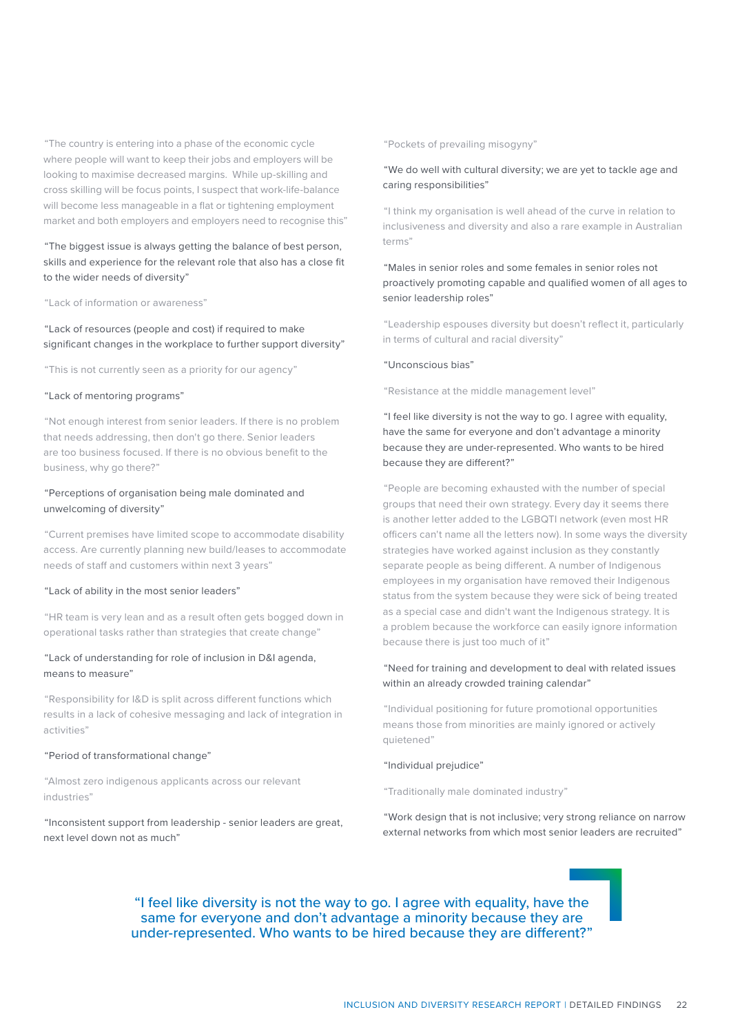"The country is entering into a phase of the economic cycle where people will want to keep their jobs and employers will be looking to maximise decreased margins. While up-skilling and cross skilling will be focus points, I suspect that work-life-balance will become less manageable in a flat or tightening employment market and both employers and employers need to recognise this"

"The biggest issue is always getting the balance of best person, skills and experience for the relevant role that also has a close fit to the wider needs of diversity"

"Lack of information or awareness"

"Lack of resources (people and cost) if required to make significant changes in the workplace to further support diversity"

"This is not currently seen as a priority for our agency"

"Lack of mentoring programs"

"Not enough interest from senior leaders. If there is no problem that needs addressing, then don't go there. Senior leaders are too business focused. If there is no obvious benefit to the business, why go there?"

"Perceptions of organisation being male dominated and unwelcoming of diversity"

"Current premises have limited scope to accommodate disability access. Are currently planning new build/leases to accommodate needs of staff and customers within next 3 years"

"Lack of ability in the most senior leaders"

"HR team is very lean and as a result often gets bogged down in operational tasks rather than strategies that create change"

"Lack of understanding for role of inclusion in D&I agenda, means to measure"

"Responsibility for I&D is split across different functions which results in a lack of cohesive messaging and lack of integration in activities"

"Period of transformational change"

"Almost zero indigenous applicants across our relevant industries"

"Inconsistent support from leadership - senior leaders are great, next level down not as much"

"Pockets of prevailing misogyny"

"We do well with cultural diversity; we are yet to tackle age and caring responsibilities"

"I think my organisation is well ahead of the curve in relation to inclusiveness and diversity and also a rare example in Australian terms"

"Males in senior roles and some females in senior roles not proactively promoting capable and qualified women of all ages to senior leadership roles"

"Leadership espouses diversity but doesn't reflect it, particularly in terms of cultural and racial diversity"

"Unconscious bias"

"Resistance at the middle management level"

"I feel like diversity is not the way to go. I agree with equality, have the same for everyone and don't advantage a minority because they are under-represented. Who wants to be hired because they are different?"

"People are becoming exhausted with the number of special groups that need their own strategy. Every day it seems there is another letter added to the LGBQTI network (even most HR officers can't name all the letters now). In some ways the diversity strategies have worked against inclusion as they constantly separate people as being different. A number of Indigenous employees in my organisation have removed their Indigenous status from the system because they were sick of being treated as a special case and didn't want the Indigenous strategy. It is a problem because the workforce can easily ignore information because there is just too much of it"

"Need for training and development to deal with related issues within an already crowded training calendar"

"Individual positioning for future promotional opportunities means those from minorities are mainly ignored or actively quietened"

"Individual prejudice"

"Traditionally male dominated industry"

"Work design that is not inclusive; very strong reliance on narrow external networks from which most senior leaders are recruited"

> "I feel like diversity is not the way to go. I agree with equality, have the same for everyone and don't advantage a minority because they are under-represented. Who wants to be hired because they are different?"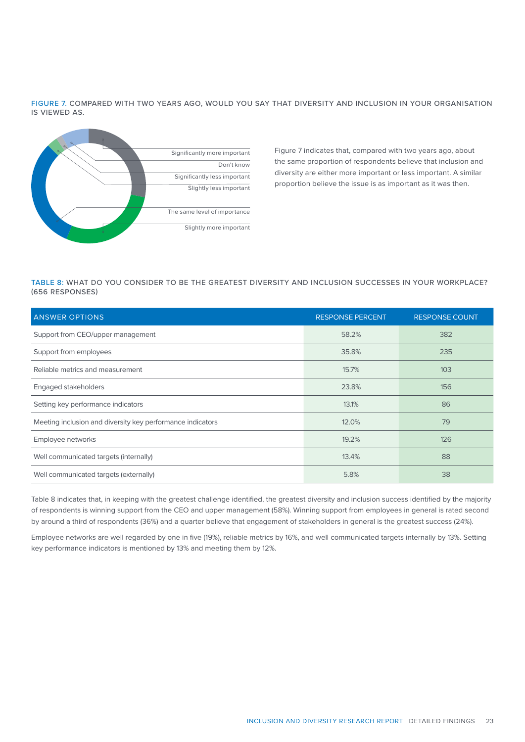FIGURE 7. COMPARED WITH TWO YEARS AGO, WOULD YOU SAY THAT DIVERSITY AND INCLUSION IN YOUR ORGANISATION IS VIEWED AS.

Significantly more important

Don't know

Significantly less important

Slightly less important

The same level of importance

Slightly more important

Figure 7 indicates that, compared with two years ago, about the same proportion of respondents believe that inclusion and diversity are either more important or less important. A similar proportion believe the issue is as important as it was then.

TABLE 8: WHAT DO YOU CONSIDER TO BE THE GREATEST DIVERSITY AND INCLUSION SUCCESSES IN YOUR WORKPLACE? (656 RESPONSES)

| ANSWER OPTIONS | RESPONSE PERCENT | RESPONSE COUNT |
|---|---|---|
| Support from CEO/upper management | 58.2% | 382 |
| Support from employees | 35.8% | 235 |
| Reliable metrics and measurement | 15.7% | 103 |
| Engaged stakeholders | 23.8% | 156 |
| Setting key performance indicators | 13.1% | 86 |
| Meeting inclusion and diversity key performance indicators | 12.0% | 79 |
| Employee networks | 19.2% | 126 |
| Well communicated targets (internally) | 13.4% | 88 |
| Well communicated targets (externally) | 5.8% | 38 |

Table 8 indicates that, in keeping with the greatest challenge identified, the greatest diversity and inclusion success identified by the majority of respondents is winning support from the CEO and upper management (58%). Winning support from employees in general is rated second by around a third of respondents (36%) and a quarter believe that engagement of stakeholders in general is the greatest success (24%).

Employee networks are well regarded by one in five (19%), reliable metrics by 16%, and well communicated targets internally by 13%. Setting key performance indicators is mentioned by 13% and meeting them by 12%.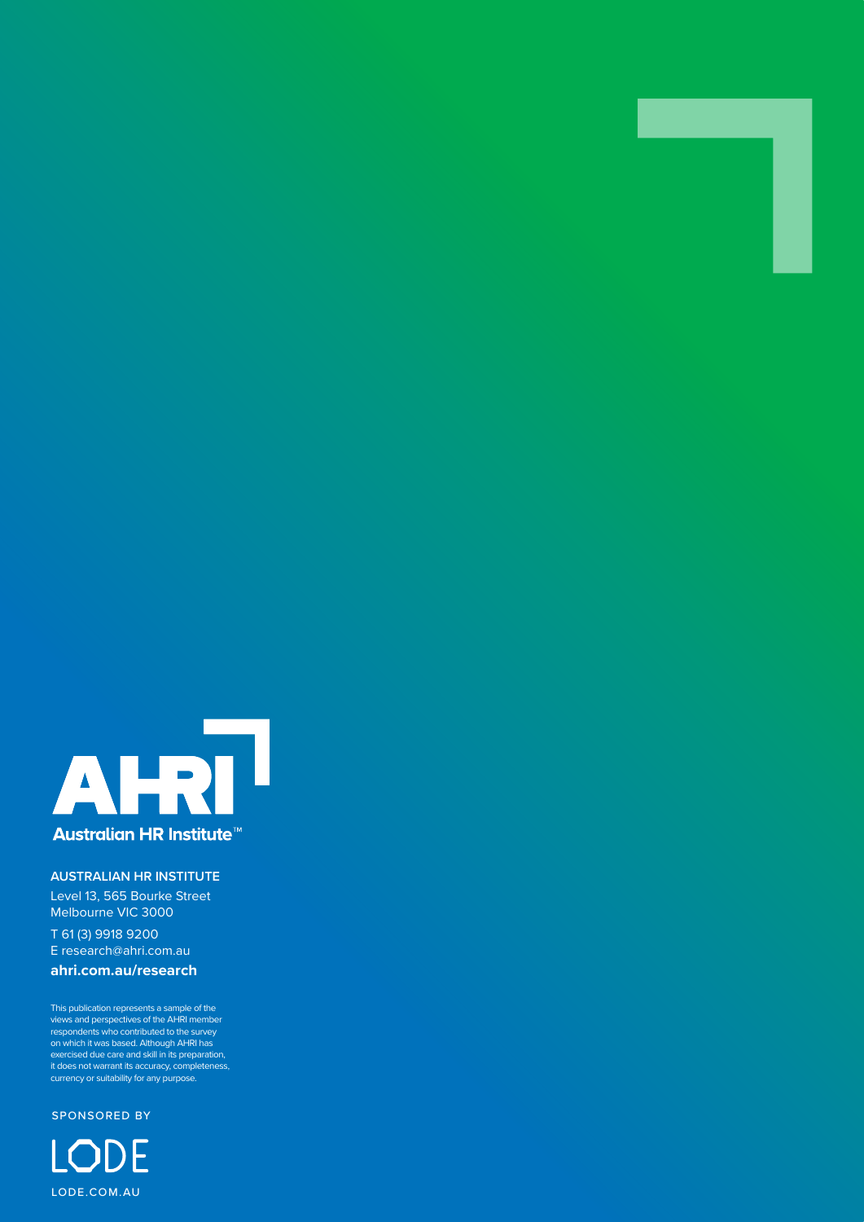AHRI

Australian HR Institute™

**AUSTRALIAN HR INSTITUTE**

Level 13, 565 Bourke Street
Melbourne VIC 3000

T 61 (3) 9918 9200
E research@ahri.com.au

**ahri.com.au/research**

This publication represents a sample of the views and perspectives of the AHRI member respondents who contributed to the survey on which it was based. Although AHRI has exercised due care and skill in its preparation, it does not warrant its accuracy, completeness, currency or suitability for any purpose.

SPONSORED BY

LODE

LODE.COM.AU